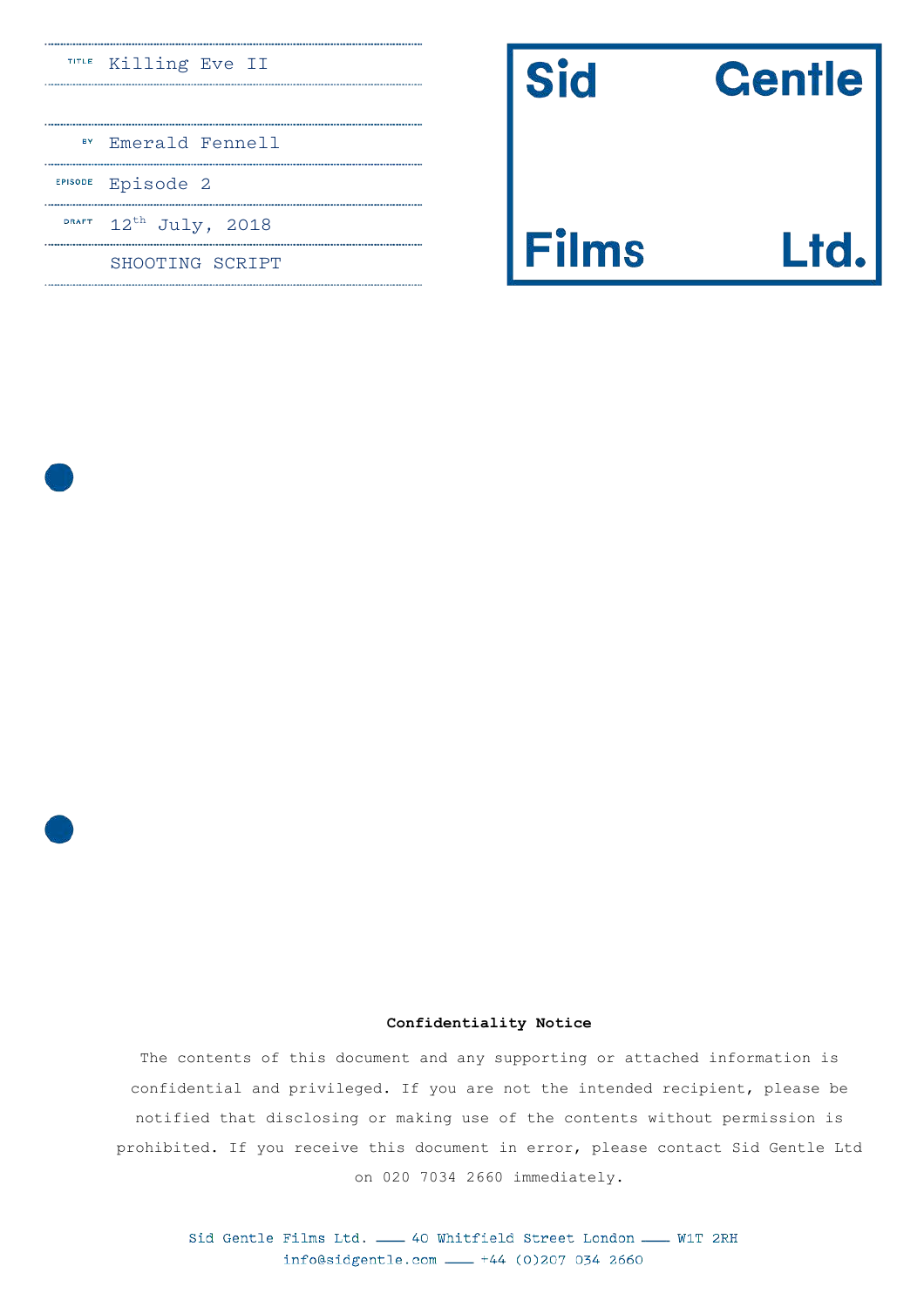| | |
|---|---|
| TITLE | Killing Eve II |
| BY | Emerald Fennell |
| EPISODE | Episode 2 |
| DRAFT | 12th July, 2018 |
| | SHOOTING SCRIPT |

Sid Gentle Films Ltd.

**Confidentiality Notice**

The contents of this document and any supporting or attached information is confidential and privileged. If you are not the intended recipient, please be notified that disclosing or making use of the contents without permission is prohibited. If you receive this document in error, please contact Sid Gentle Ltd on 020 7034 2660 immediately.

Sid Gentle Films Ltd. —— 40 Whitfield Street London —— W1T 2RH
info@sidgentle.com —— +44 (0)207 034 2660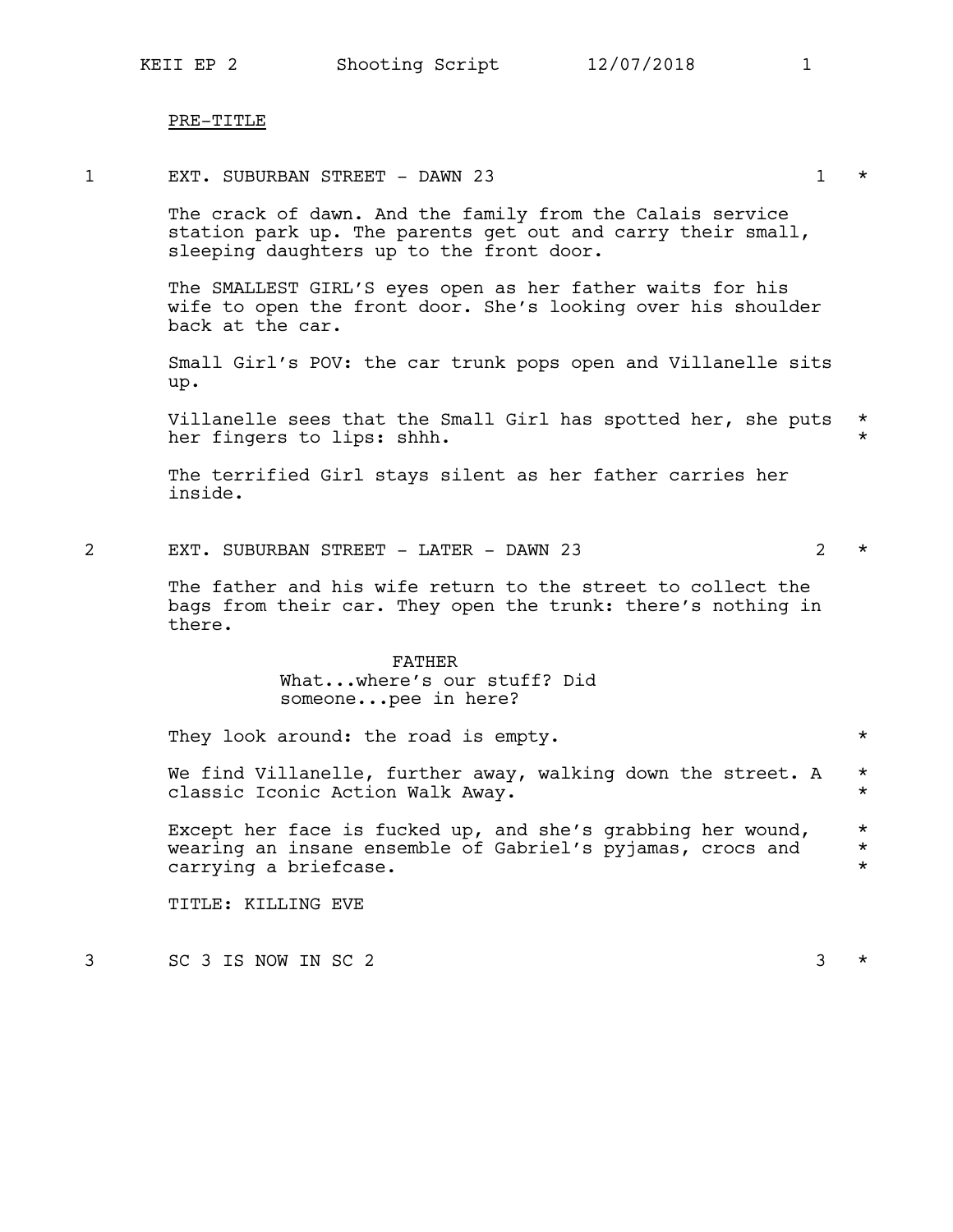PRE-TITLE

1 EXT. SUBURBAN STREET - DAWN 23 1 *

The crack of dawn. And the family from the Calais service station park up. The parents get out and carry their small, sleeping daughters up to the front door.

The SMALLEST GIRL'S eyes open as her father waits for his wife to open the front door. She's looking over his shoulder back at the car.

Small Girl's POV: the car trunk pops open and Villanelle sits up.

Villanelle sees that the Small Girl has spotted her, she puts her fingers to lips: shhh. *

The terrified Girl stays silent as her father carries her inside.

2 EXT. SUBURBAN STREET - LATER - DAWN 23 2 *

The father and his wife return to the street to collect the bags from their car. They open the trunk: there's nothing in there.

FATHER
What...where's our stuff? Did someone...pee in here?

They look around: the road is empty. *

We find Villanelle, further away, walking down the street. A classic Iconic Action Walk Away. *

Except her face is fucked up, and she's grabbing her wound, wearing an insane ensemble of Gabriel's pyjamas, crocs and carrying a briefcase. *

TITLE: KILLING EVE

3 SC 3 IS NOW IN SC 2 3 *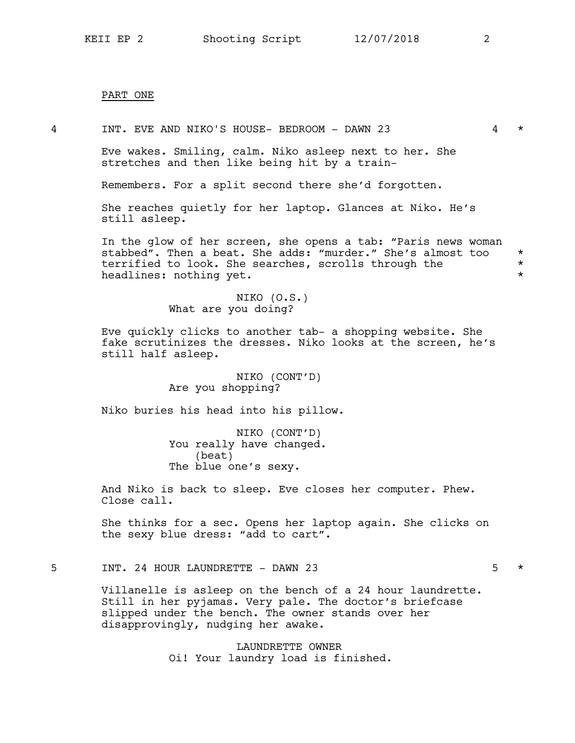PART ONE

4 INT. EVE AND NIKO'S HOUSE- BEDROOM - DAWN 23 4 *

Eve wakes. Smiling, calm. Niko asleep next to her. She stretches and then like being hit by a train-

Remembers. For a split second there she'd forgotten.

She reaches quietly for her laptop. Glances at Niko. He's still asleep.

In the glow of her screen, she opens a tab: "Paris news woman stabbed". Then a beat. She adds: "murder." She's almost too terrified to look. She searches, scrolls through the headlines: nothing yet. *

NIKO (O.S.)
What are you doing?

Eve quickly clicks to another tab- a shopping website. She fake scrutinizes the dresses. Niko looks at the screen, he's still half asleep.

NIKO (CONT'D)
Are you shopping?

Niko buries his head into his pillow.

NIKO (CONT'D)
You really have changed.
(beat)
The blue one's sexy.

And Niko is back to sleep. Eve closes her computer. Phew. Close call.

She thinks for a sec. Opens her laptop again. She clicks on the sexy blue dress: "add to cart".

5 INT. 24 HOUR LAUNDRETTE - DAWN 23 5 *

Villanelle is asleep on the bench of a 24 hour laundrette. Still in her pyjamas. Very pale. The doctor's briefcase slipped under the bench. The owner stands over her disapprovingly, nudging her awake.

LAUNDRETTE OWNER
Oi! Your laundry load is finished.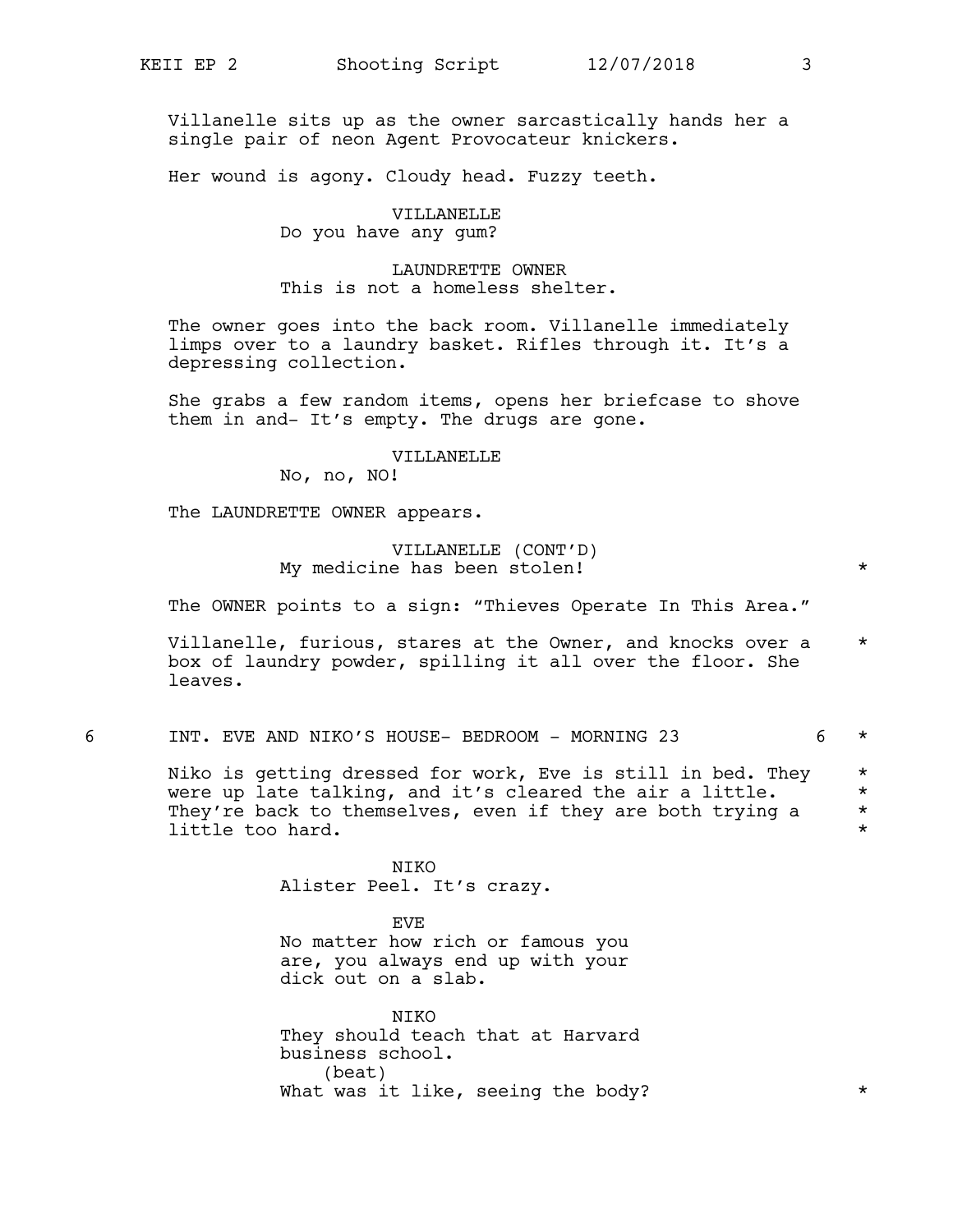Villanelle sits up as the owner sarcastically hands her a single pair of neon Agent Provocateur knickers.

Her wound is agony. Cloudy head. Fuzzy teeth.

VILLANELLE
Do you have any gum?

LAUNDRETTE OWNER
This is not a homeless shelter.

The owner goes into the back room. Villanelle immediately limps over to a laundry basket. Rifles through it. It's a depressing collection.

She grabs a few random items, opens her briefcase to shove them in and- It's empty. The drugs are gone.

VILLANELLE
No, no, NO!

The LAUNDRETTE OWNER appears.

VILLANELLE (CONT'D)
My medicine has been stolen! *

The OWNER points to a sign: "Thieves Operate In This Area."

Villanelle, furious, stares at the Owner, and knocks over a box of laundry powder, spilling it all over the floor. She leaves. *

## 6 INT. EVE AND NIKO'S HOUSE- BEDROOM - MORNING 23 6 *

Niko is getting dressed for work, Eve is still in bed. They were up late talking, and it's cleared the air a little. They're back to themselves, even if they are both trying a little too hard. *

NIKO
Alister Peel. It's crazy.

EVE
No matter how rich or famous you are, you always end up with your dick out on a slab.

NIKO
They should teach that at Harvard business school.
(beat)
What was it like, seeing the body? *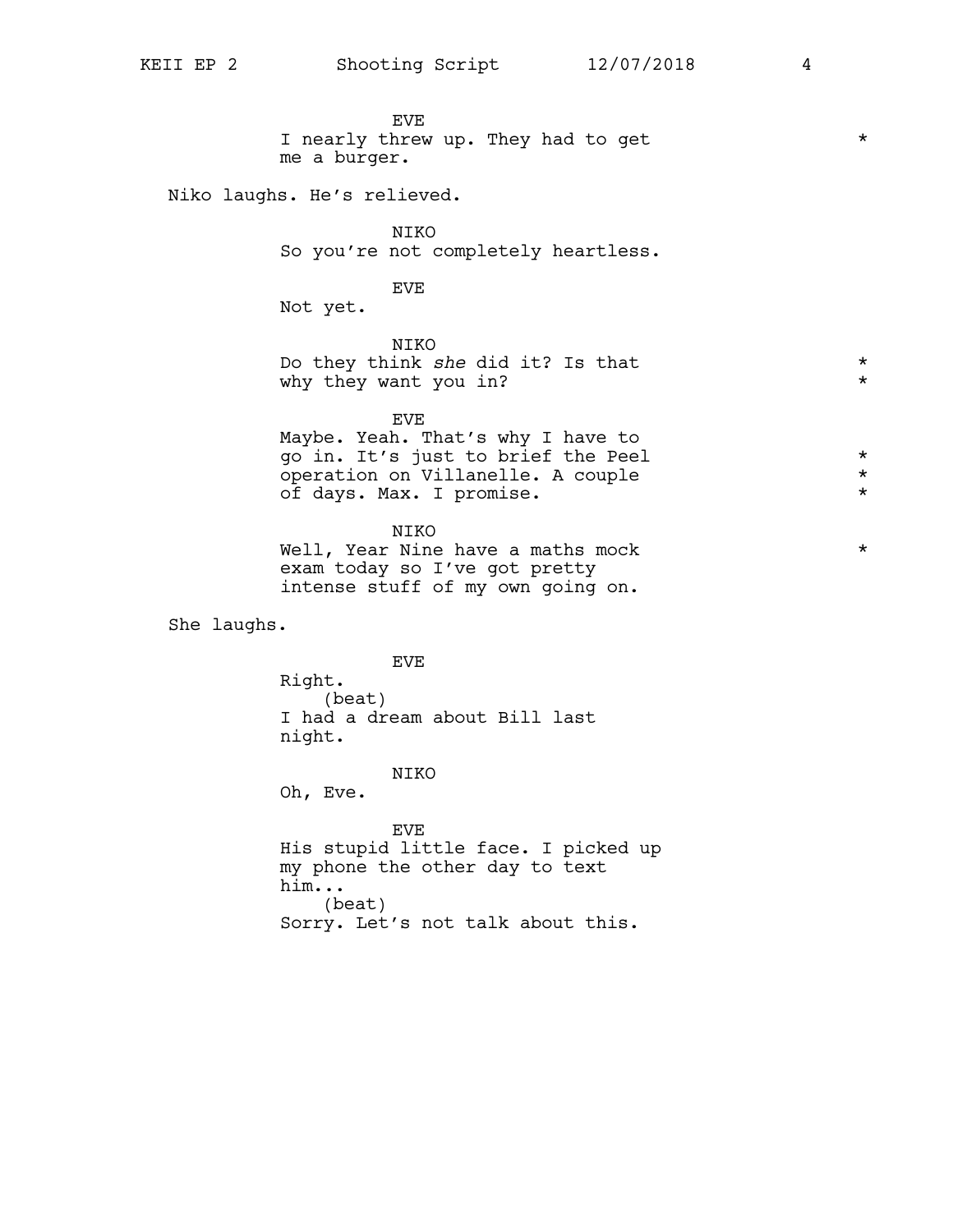EVE
I nearly threw up. They had to get me a burger. *

Niko laughs. He's relieved.

NIKO
So you're not completely heartless.

EVE
Not yet.

NIKO
Do they think *she* did it? Is that why they want you in? *

EVE
Maybe. Yeah. That's why I have to go in. It's just to brief the Peel operation on Villanelle. A couple of days. Max. I promise. *

NIKO
Well, Year Nine have a maths mock exam today so I've got pretty intense stuff of my own going on. *

She laughs.

EVE
Right.
(beat)
I had a dream about Bill last night.

NIKO
Oh, Eve.

EVE
His stupid little face. I picked up my phone the other day to text him...
(beat)
Sorry. Let's not talk about this.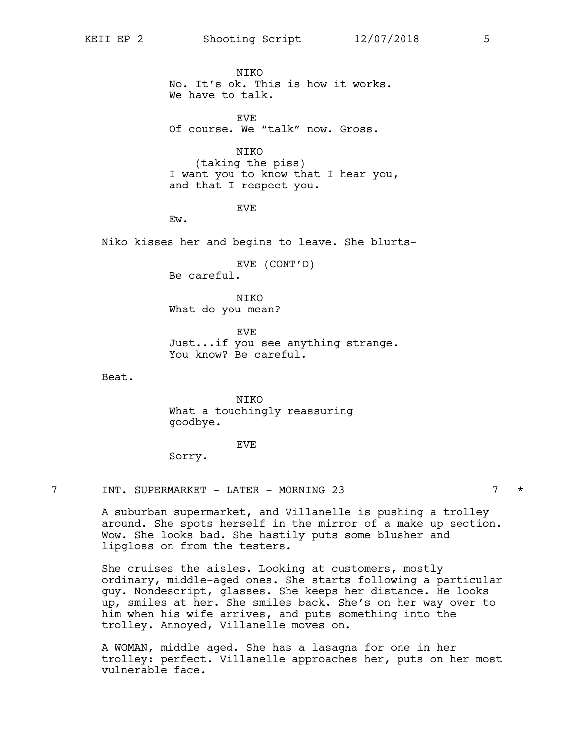NIKO
No. It's ok. This is how it works.
We have to talk.

EVE
Of course. We "talk" now. Gross.

NIKO
(taking the piss)
I want you to know that I hear you,
and that I respect you.

EVE
Ew.

Niko kisses her and begins to leave. She blurts-

EVE (CONT'D)
Be careful.

NIKO
What do you mean?

EVE
Just...if you see anything strange.
You know? Be careful.

Beat.

NIKO
What a touchingly reassuring
goodbye.

EVE
Sorry.

7 INT. SUPERMARKET - LATER - MORNING 23 7 *

A suburban supermarket, and Villanelle is pushing a trolley around. She spots herself in the mirror of a make up section. Wow. She looks bad. She hastily puts some blusher and lipgloss on from the testers.

She cruises the aisles. Looking at customers, mostly ordinary, middle-aged ones. She starts following a particular guy. Nondescript, glasses. She keeps her distance. He looks up, smiles at her. She smiles back. She's on her way over to him when his wife arrives, and puts something into the trolley. Annoyed, Villanelle moves on.

A WOMAN, middle aged. She has a lasagna for one in her trolley: perfect. Villanelle approaches her, puts on her most vulnerable face.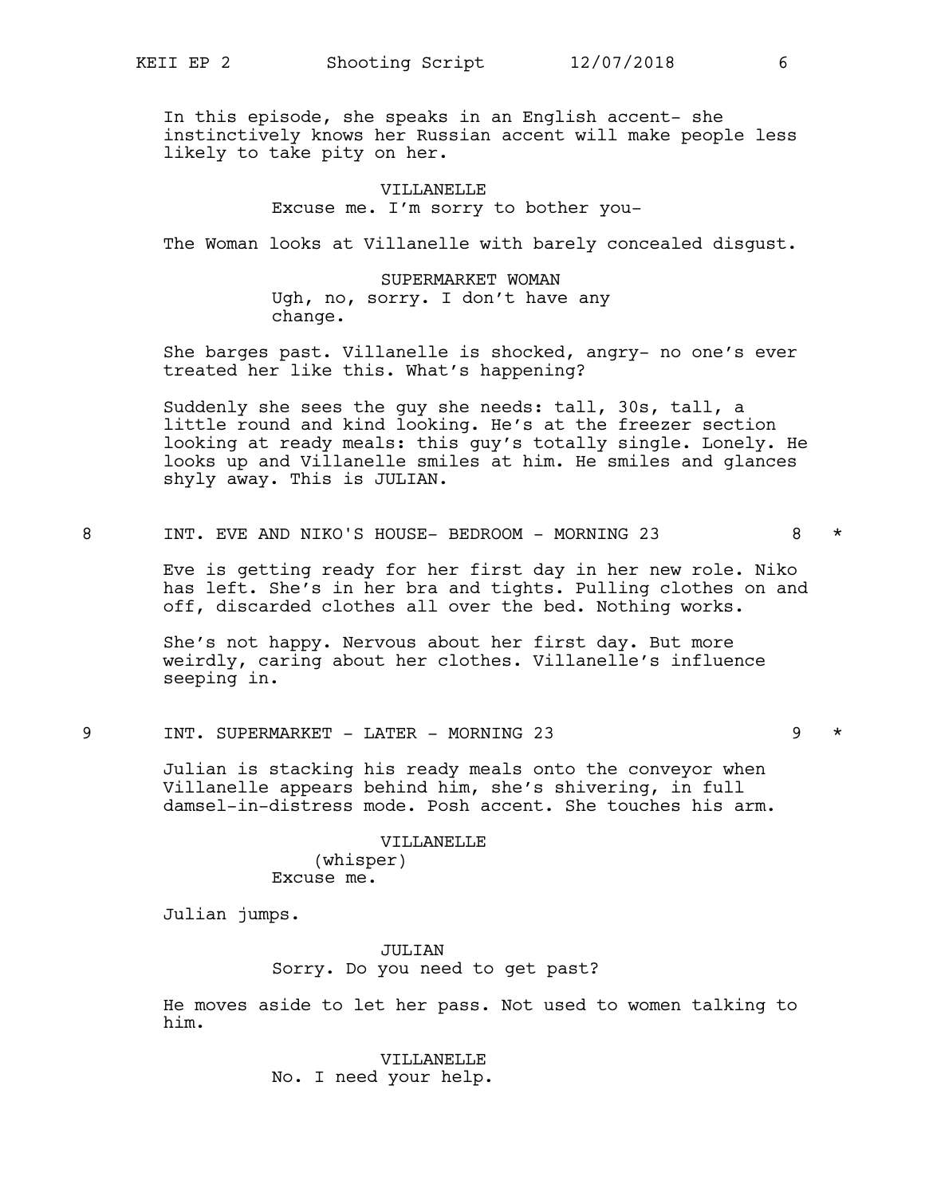In this episode, she speaks in an English accent- she instinctively knows her Russian accent will make people less likely to take pity on her.

VILLANELLE
Excuse me. I'm sorry to bother you-

The Woman looks at Villanelle with barely concealed disgust.

SUPERMARKET WOMAN
Ugh, no, sorry. I don't have any change.

She barges past. Villanelle is shocked, angry- no one's ever treated her like this. What's happening?

Suddenly she sees the guy she needs: tall, 30s, tall, a little round and kind looking. He's at the freezer section looking at ready meals: this guy's totally single. Lonely. He looks up and Villanelle smiles at him. He smiles and glances shyly away. This is JULIAN.

8 INT. EVE AND NIKO'S HOUSE- BEDROOM - MORNING 23 8 *

Eve is getting ready for her first day in her new role. Niko has left. She's in her bra and tights. Pulling clothes on and off, discarded clothes all over the bed. Nothing works.

She's not happy. Nervous about her first day. But more weirdly, caring about her clothes. Villanelle's influence seeping in.

9 INT. SUPERMARKET - LATER - MORNING 23 9 *

Julian is stacking his ready meals onto the conveyor when Villanelle appears behind him, she's shivering, in full damsel-in-distress mode. Posh accent. She touches his arm.

VILLANELLE
(whisper)
Excuse me.

Julian jumps.

JULIAN
Sorry. Do you need to get past?

He moves aside to let her pass. Not used to women talking to him.

VILLANELLE
No. I need your help.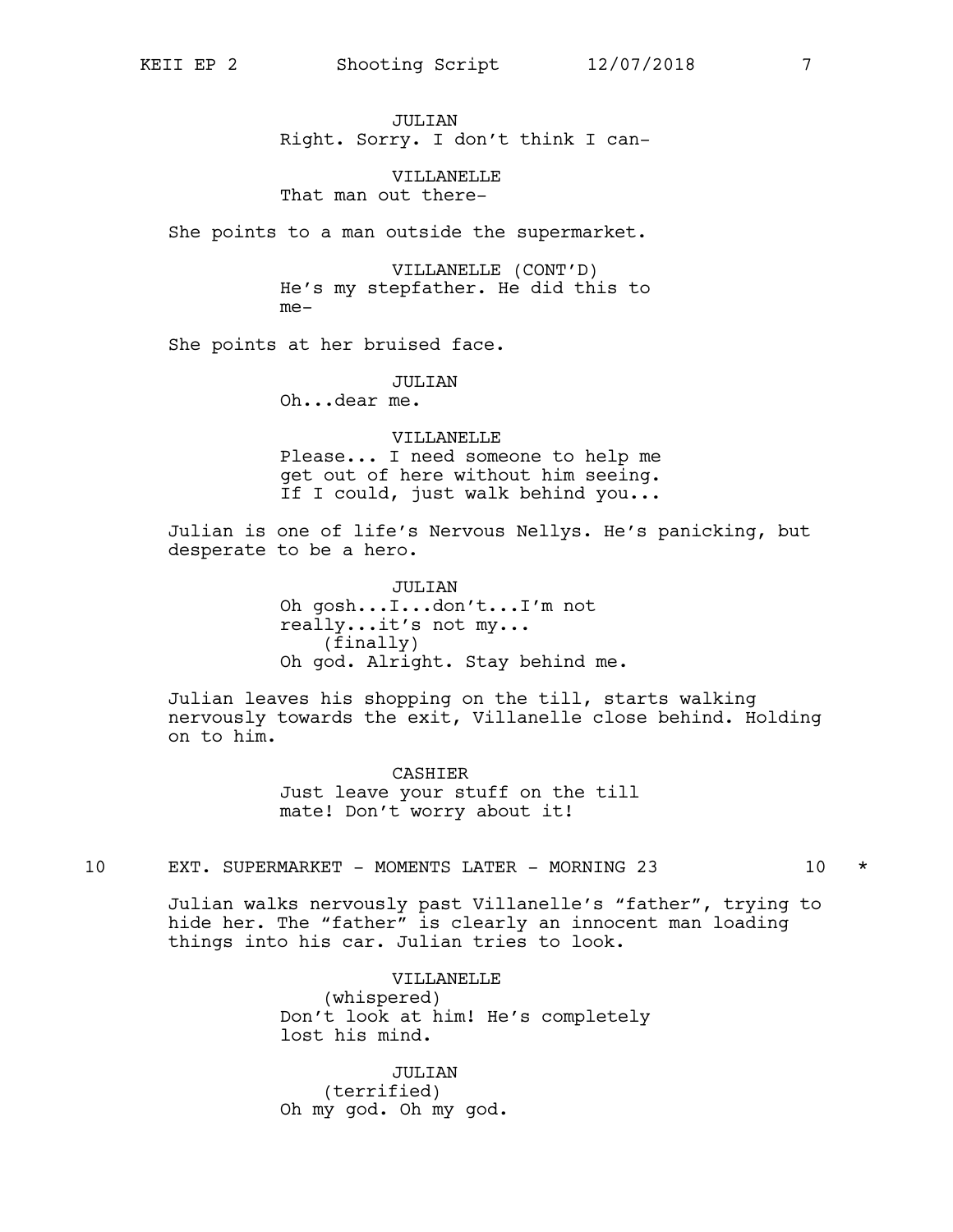JULIAN
Right. Sorry. I don't think I can-

VILLANELLE
That man out there-

She points to a man outside the supermarket.

VILLANELLE (CONT'D)
He's my stepfather. He did this to me-

She points at her bruised face.

JULIAN
Oh...dear me.

VILLANELLE
Please... I need someone to help me get out of here without him seeing. If I could, just walk behind you...

Julian is one of life's Nervous Nellys. He's panicking, but desperate to be a hero.

JULIAN
Oh gosh...I...don't...I'm not really...it's not my...
(finally)
Oh god. Alright. Stay behind me.

Julian leaves his shopping on the till, starts walking nervously towards the exit, Villanelle close behind. Holding on to him.

CASHIER
Just leave your stuff on the till mate! Don't worry about it!

10 EXT. SUPERMARKET - MOMENTS LATER - MORNING 23 10 *

Julian walks nervously past Villanelle's "father", trying to hide her. The "father" is clearly an innocent man loading things into his car. Julian tries to look.

VILLANELLE
(whispered)
Don't look at him! He's completely lost his mind.

JULIAN
(terrified)
Oh my god. Oh my god.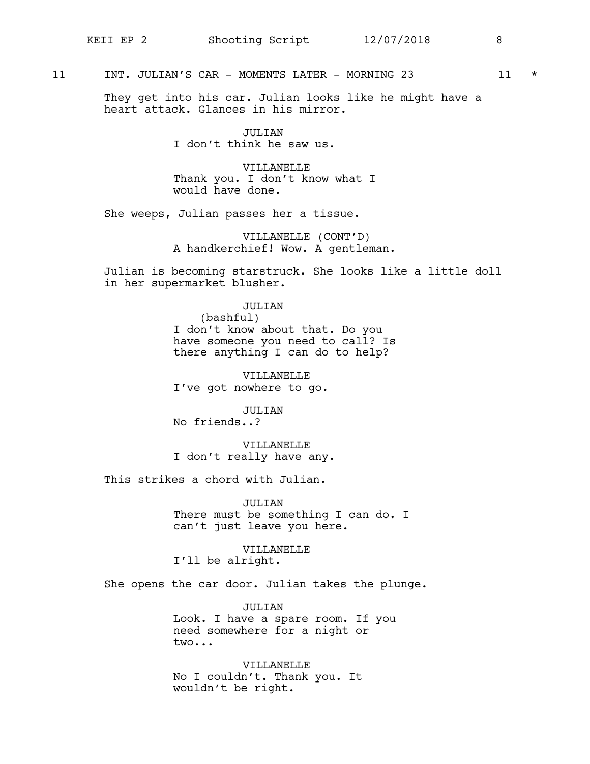11 INT. JULIAN'S CAR - MOMENTS LATER - MORNING 23 11 *

They get into his car. Julian looks like he might have a heart attack. Glances in his mirror.

JULIAN
I don't think he saw us.

VILLANELLE
Thank you. I don't know what I would have done.

She weeps, Julian passes her a tissue.

VILLANELLE (CONT'D)
A handkerchief! Wow. A gentleman.

Julian is becoming starstruck. She looks like a little doll in her supermarket blusher.

JULIAN
(bashful)
I don't know about that. Do you have someone you need to call? Is there anything I can do to help?

VILLANELLE
I've got nowhere to go.

JULIAN
No friends..?

VILLANELLE
I don't really have any.

This strikes a chord with Julian.

JULIAN
There must be something I can do. I can't just leave you here.

VILLANELLE
I'll be alright.

She opens the car door. Julian takes the plunge.

JULIAN
Look. I have a spare room. If you need somewhere for a night or two...

VILLANELLE
No I couldn't. Thank you. It wouldn't be right.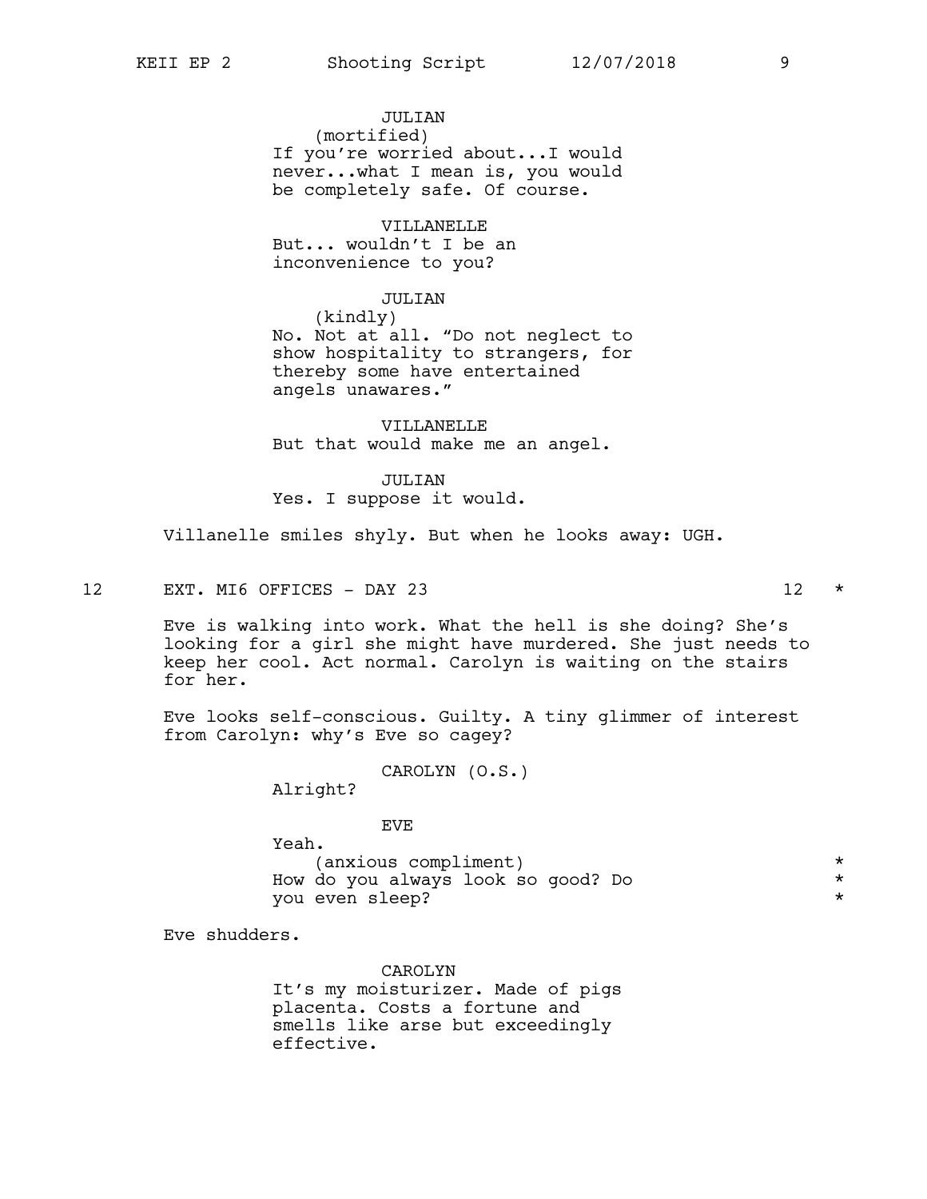JULIAN
(mortified)
If you're worried about...I would never...what I mean is, you would be completely safe. Of course.

VILLANELLE
But... wouldn't I be an inconvenience to you?

JULIAN
(kindly)
No. Not at all. "Do not neglect to show hospitality to strangers, for thereby some have entertained angels unawares."

VILLANELLE
But that would make me an angel.

JULIAN
Yes. I suppose it would.

Villanelle smiles shyly. But when he looks away: UGH.

## 12 EXT. MI6 OFFICES - DAY 23 12 *

Eve is walking into work. What the hell is she doing? She's looking for a girl she might have murdered. She just needs to keep her cool. Act normal. Carolyn is waiting on the stairs for her.

Eve looks self-conscious. Guilty. A tiny glimmer of interest from Carolyn: why's Eve so cagey?

CAROLYN (O.S.)
Alright?

EVE
Yeah.
(anxious compliment) *
How do you always look so good? Do *
you even sleep? *

Eve shudders.

CAROLYN
It's my moisturizer. Made of pigs placenta. Costs a fortune and smells like arse but exceedingly effective.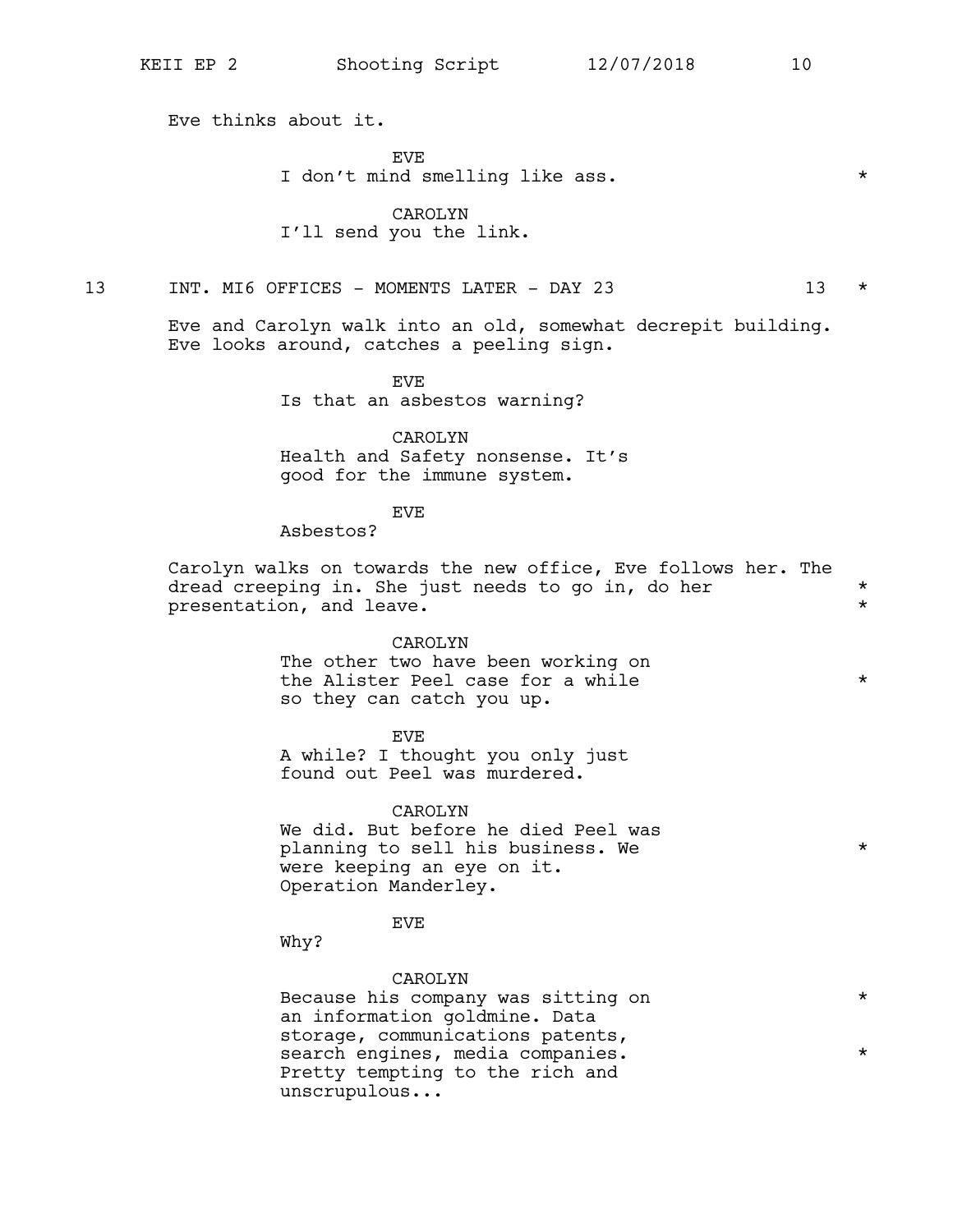Eve thinks about it.

EVE
I don't mind smelling like ass. *

CAROLYN
I'll send you the link.

13 INT. MI6 OFFICES - MOMENTS LATER - DAY 23 13 *

Eve and Carolyn walk into an old, somewhat decrepit building. Eve looks around, catches a peeling sign.

EVE
Is that an asbestos warning?

CAROLYN
Health and Safety nonsense. It's good for the immune system.

EVE
Asbestos?

Carolyn walks on towards the new office, Eve follows her. The dread creeping in. She just needs to go in, do her presentation, and leave. *

CAROLYN
The other two have been working on the Alister Peel case for a while so they can catch you up. *

EVE
A while? I thought you only just found out Peel was murdered.

CAROLYN
We did. But before he died Peel was planning to sell his business. We were keeping an eye on it. Operation Manderley. *

EVE
Why?

CAROLYN
Because his company was sitting on an information goldmine. Data storage, communications patents, search engines, media companies. Pretty tempting to the rich and unscrupulous... *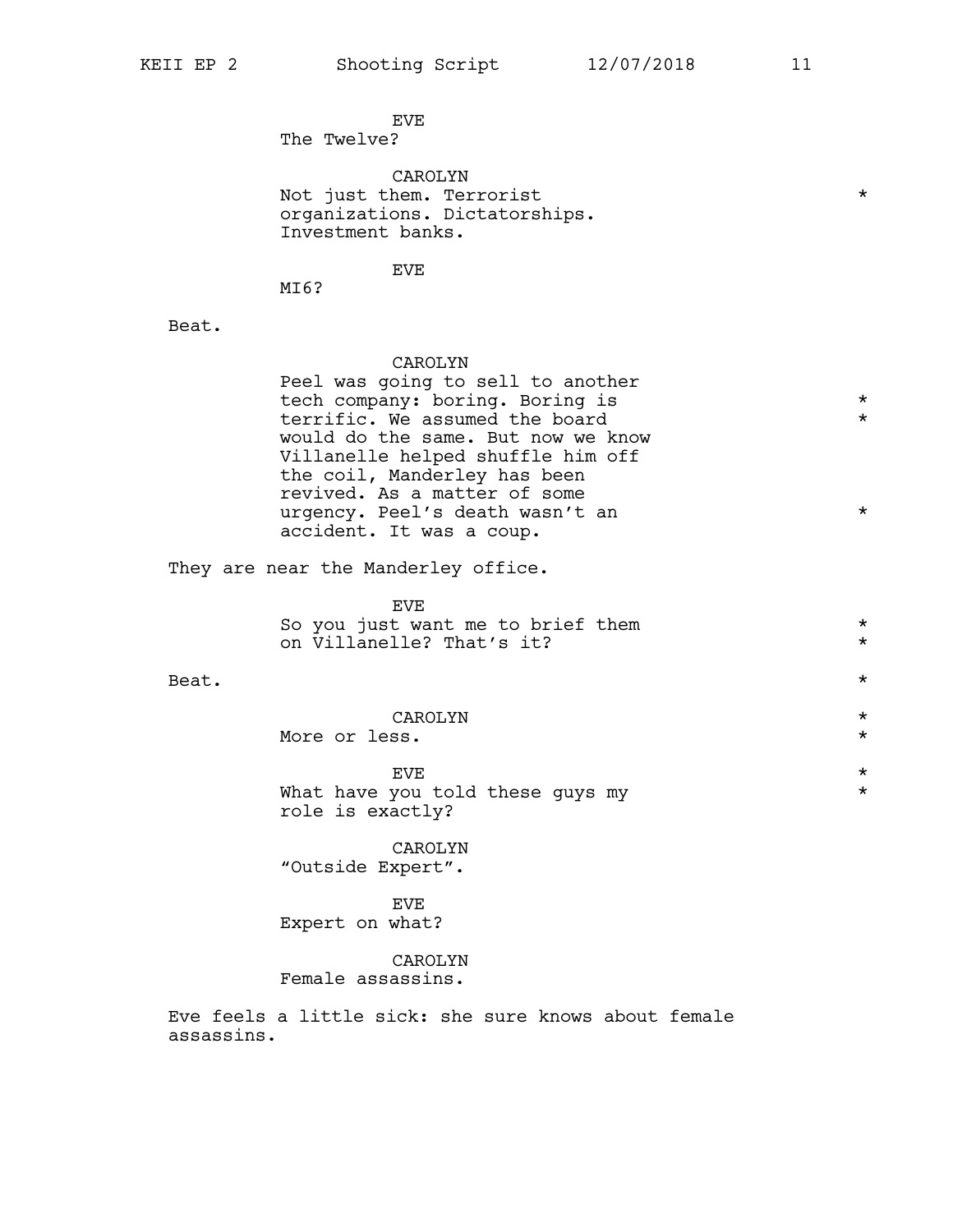EVE
The Twelve?

CAROLYN
Not just them. Terrorist organizations. Dictatorships. Investment banks.

EVE
MI6?

Beat.

CAROLYN
Peel was going to sell to another tech company: boring. Boring is terrific. We assumed the board would do the same. But now we know Villanelle helped shuffle him off the coil, Manderley has been revived. As a matter of some urgency. Peel's death wasn't an accident. It was a coup.

They are near the Manderley office.

EVE
So you just want me to brief them on Villanelle? That's it?

Beat.

CAROLYN
More or less.

EVE
What have you told these guys my role is exactly?

CAROLYN
"Outside Expert".

EVE
Expert on what?

CAROLYN
Female assassins.

Eve feels a little sick: she sure knows about female assassins.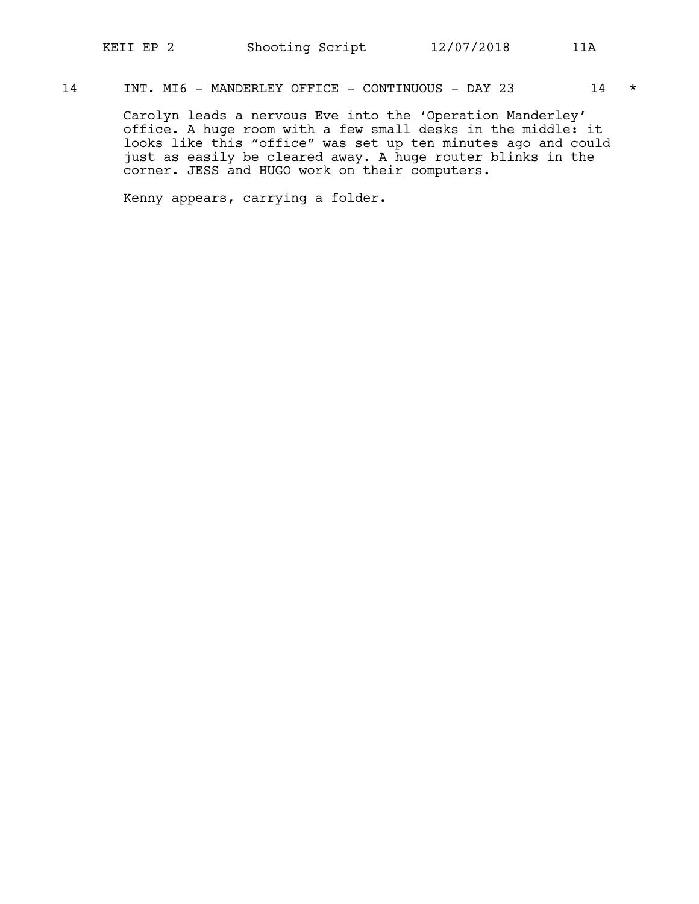14 INT. MI6 - MANDERLEY OFFICE - CONTINUOUS - DAY 23 14 *

Carolyn leads a nervous Eve into the 'Operation Manderley' office. A huge room with a few small desks in the middle: it looks like this "office" was set up ten minutes ago and could just as easily be cleared away. A huge router blinks in the corner. JESS and HUGO work on their computers.

Kenny appears, carrying a folder.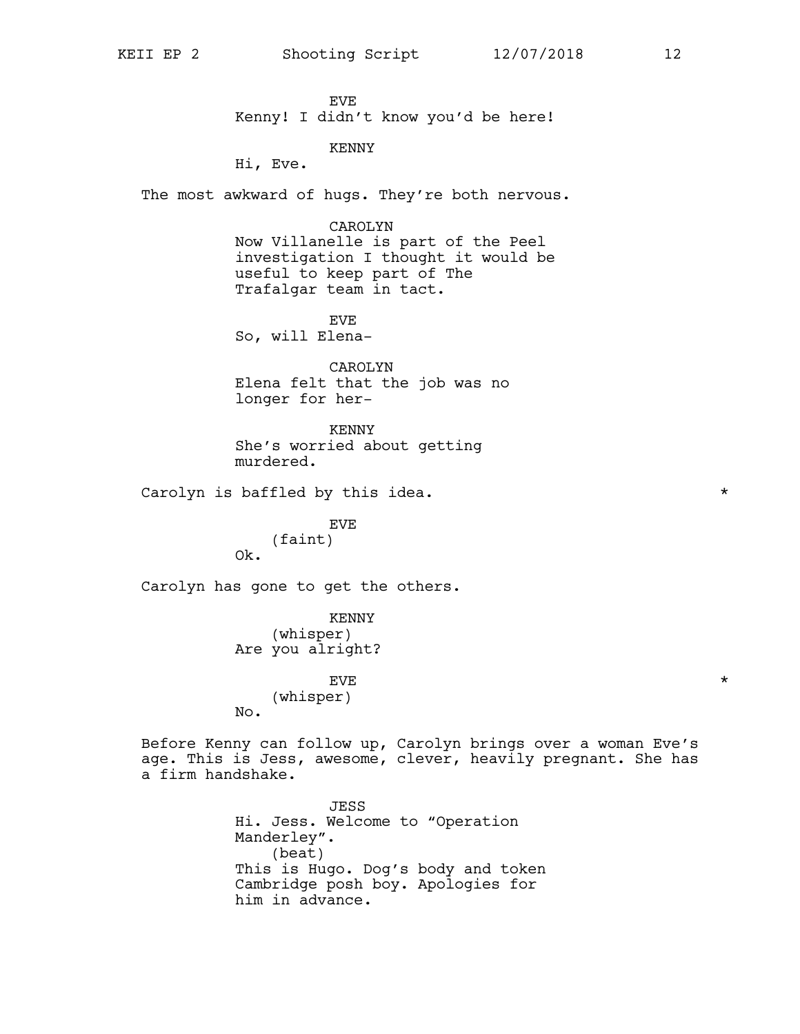EVE
Kenny! I didn't know you'd be here!

KENNY
Hi, Eve.

The most awkward of hugs. They're both nervous.

CAROLYN
Now Villanelle is part of the Peel investigation I thought it would be useful to keep part of The Trafalgar team in tact.

EVE
So, will Elena-

CAROLYN
Elena felt that the job was no longer for her-

KENNY
She's worried about getting murdered.

Carolyn is baffled by this idea. *

EVE
(faint)
Ok.

Carolyn has gone to get the others.

KENNY
(whisper)
Are you alright?

EVE *
(whisper)
No.

Before Kenny can follow up, Carolyn brings over a woman Eve's age. This is Jess, awesome, clever, heavily pregnant. She has a firm handshake.

JESS
Hi. Jess. Welcome to "Operation Manderley".
(beat)
This is Hugo. Dog's body and token Cambridge posh boy. Apologies for him in advance.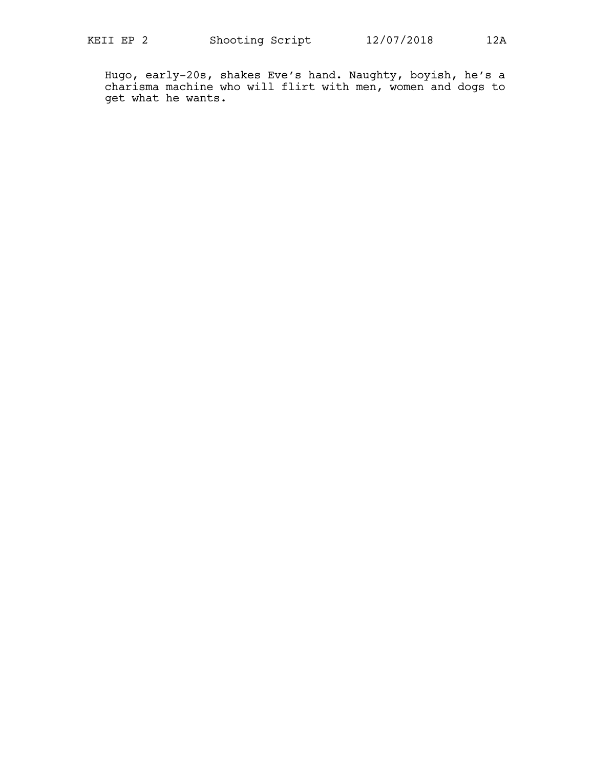Hugo, early-20s, shakes Eve's hand. Naughty, boyish, he's a charisma machine who will flirt with men, women and dogs to get what he wants.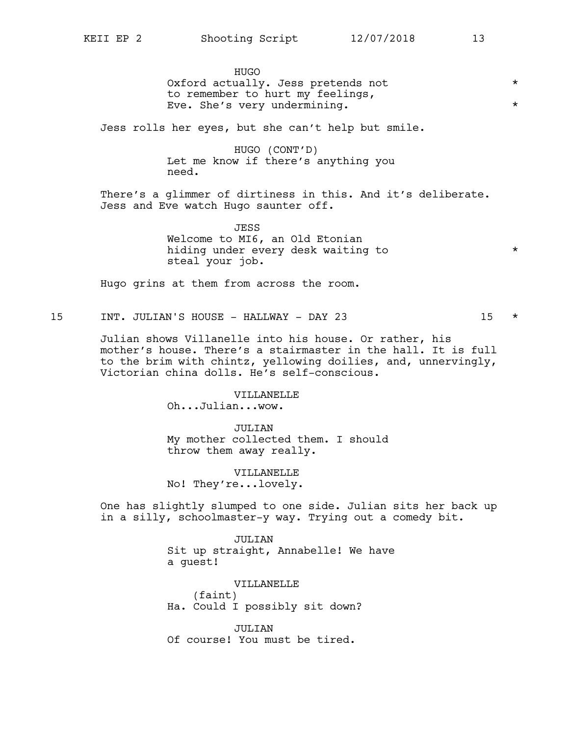HUGO
Oxford actually. Jess pretends not to remember to hurt my feelings, Eve. She's very undermining. *

Jess rolls her eyes, but she can't help but smile.

HUGO (CONT'D)
Let me know if there's anything you need.

There's a glimmer of dirtiness in this. And it's deliberate. Jess and Eve watch Hugo saunter off.

JESS
Welcome to MI6, an Old Etonian hiding under every desk waiting to steal your job. *

Hugo grins at them from across the room.

15 INT. JULIAN'S HOUSE - HALLWAY - DAY 23 15 *

Julian shows Villanelle into his house. Or rather, his mother's house. There's a stairmaster in the hall. It is full to the brim with chintz, yellowing doilies, and, unnervingly, Victorian china dolls. He's self-conscious.

VILLANELLE
Oh...Julian...wow.

JULIAN
My mother collected them. I should throw them away really.

VILLANELLE
No! They're...lovely.

One has slightly slumped to one side. Julian sits her back up in a silly, schoolmaster-y way. Trying out a comedy bit.

JULIAN
Sit up straight, Annabelle! We have a guest!

VILLANELLE
(faint)
Ha. Could I possibly sit down?

JULIAN
Of course! You must be tired.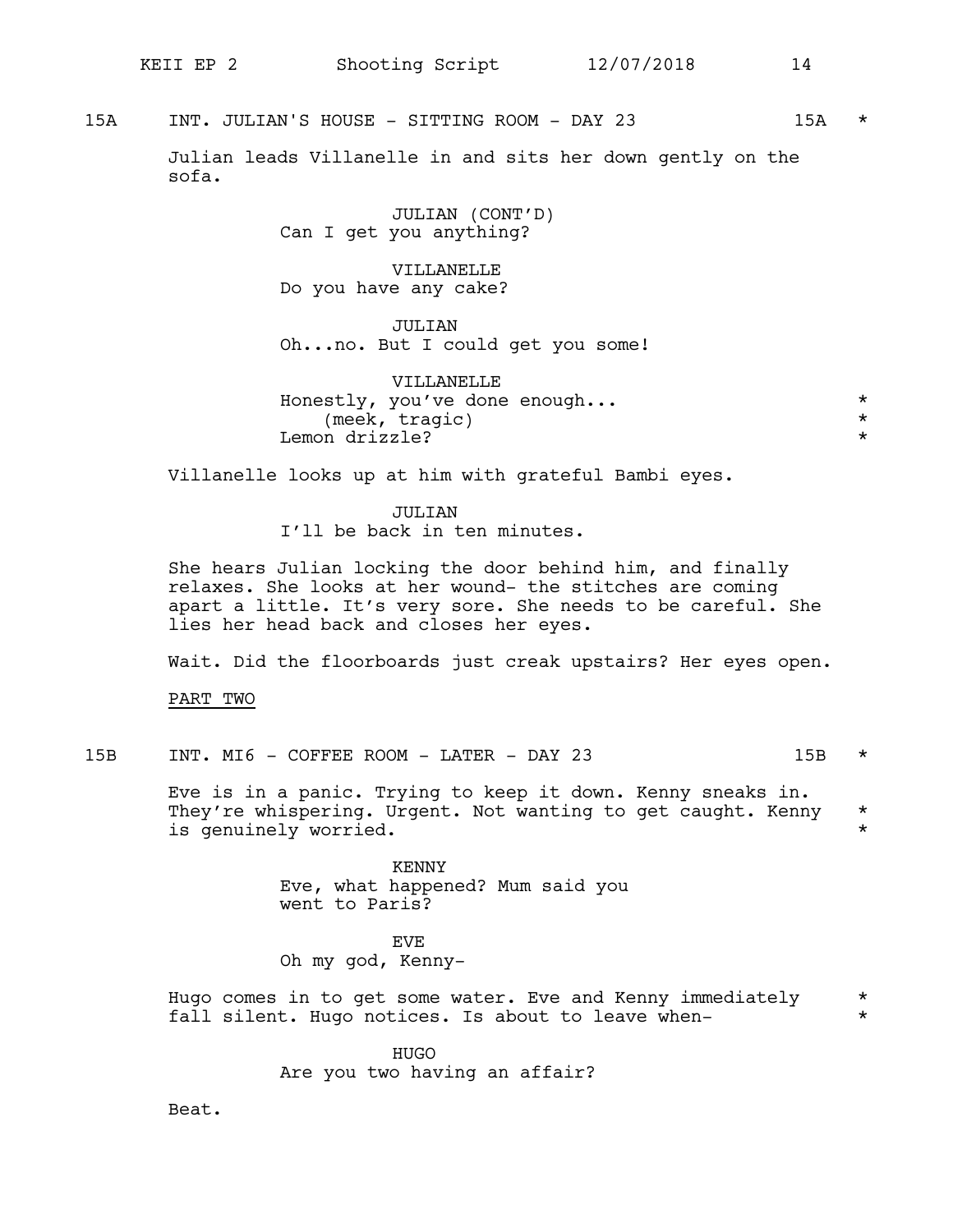15A INT. JULIAN'S HOUSE - SITTING ROOM - DAY 23 15A *

Julian leads Villanelle in and sits her down gently on the sofa.

JULIAN (CONT'D)
Can I get you anything?

VILLANELLE
Do you have any cake?

JULIAN
Oh...no. But I could get you some!

VILLANELLE
Honestly, you've done enough... *
(meek, tragic) *
Lemon drizzle? *

Villanelle looks up at him with grateful Bambi eyes.

JULIAN
I'll be back in ten minutes.

She hears Julian locking the door behind him, and finally relaxes. She looks at her wound- the stitches are coming apart a little. It's very sore. She needs to be careful. She lies her head back and closes her eyes.

Wait. Did the floorboards just creak upstairs? Her eyes open.

PART TWO

15B INT. MI6 - COFFEE ROOM - LATER - DAY 23 15B *

Eve is in a panic. Trying to keep it down. Kenny sneaks in. They're whispering. Urgent. Not wanting to get caught. Kenny * is genuinely worried. *

KENNY
Eve, what happened? Mum said you went to Paris?

EVE
Oh my god, Kenny-

Hugo comes in to get some water. Eve and Kenny immediately * fall silent. Hugo notices. Is about to leave when- *

HUGO
Are you two having an affair?

Beat.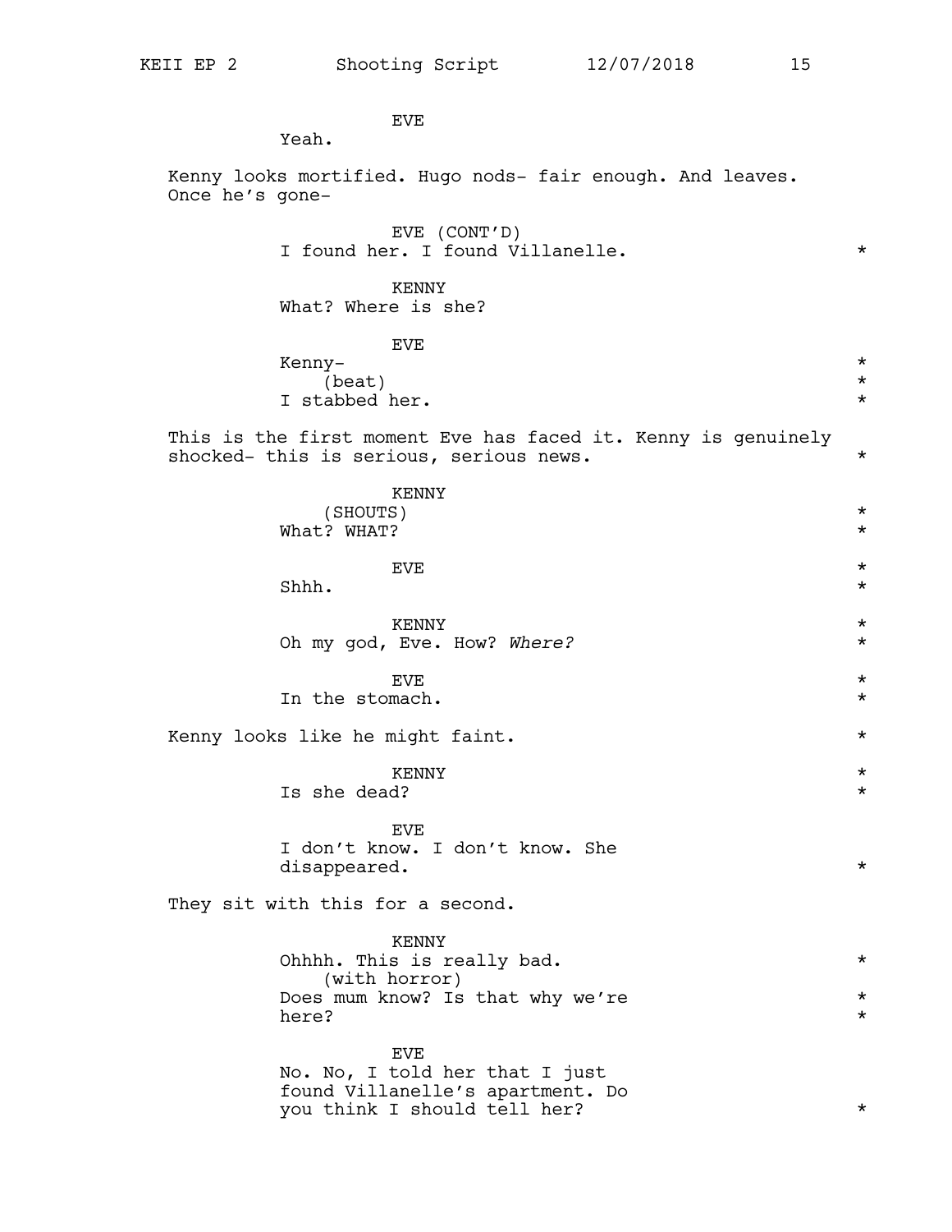EVE
Yeah.

Kenny looks mortified. Hugo nods- fair enough. And leaves. Once he's gone-

EVE (CONT'D)
I found her. I found Villanelle. *

KENNY
What? Where is she?

EVE
Kenny- *
(beat) *
I stabbed her. *

This is the first moment Eve has faced it. Kenny is genuinely shocked- this is serious, serious news. *

KENNY
(SHOUTS) *
What? WHAT? *

EVE *
Shhh. *

KENNY *
Oh my god, Eve. How? *Where?* *

EVE *
In the stomach. *

Kenny looks like he might faint. *

KENNY *
Is she dead? *

EVE
I don't know. I don't know. She disappeared. *

They sit with this for a second.

KENNY
Ohhhh. This is really bad. *
(with horror)
Does mum know? Is that why we're here? *

EVE
No. No, I told her that I just found Villanelle's apartment. Do you think I should tell her? *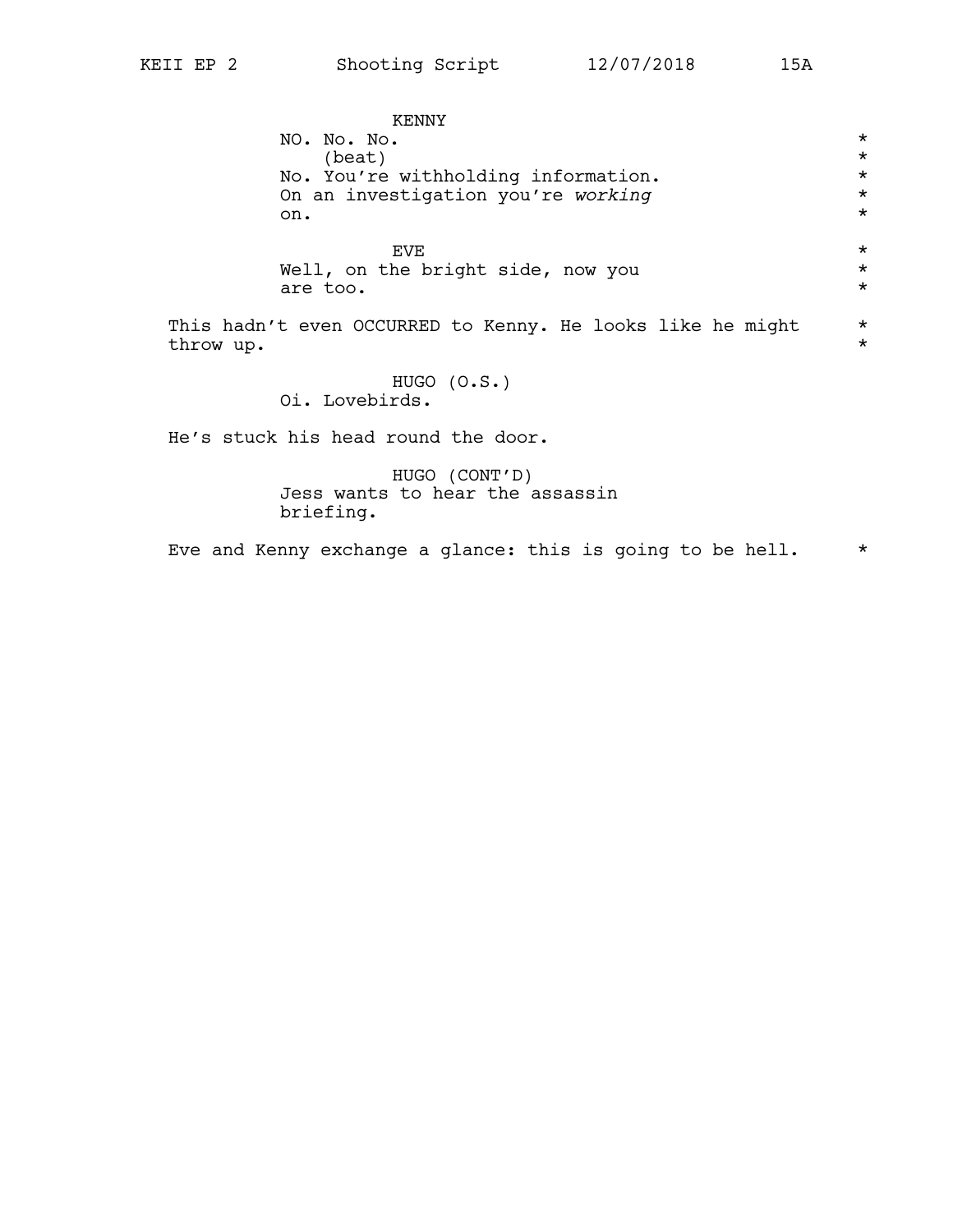KENNY

NO. No. No.

(beat)

No. You're withholding information. On an investigation you're *working* on.

EVE

Well, on the bright side, now you are too.

This hadn't even OCCURRED to Kenny. He looks like he might throw up.

HUGO (O.S.)

Oi. Lovebirds.

He's stuck his head round the door.

HUGO (CONT'D)

Jess wants to hear the assassin briefing.

Eve and Kenny exchange a glance: this is going to be hell.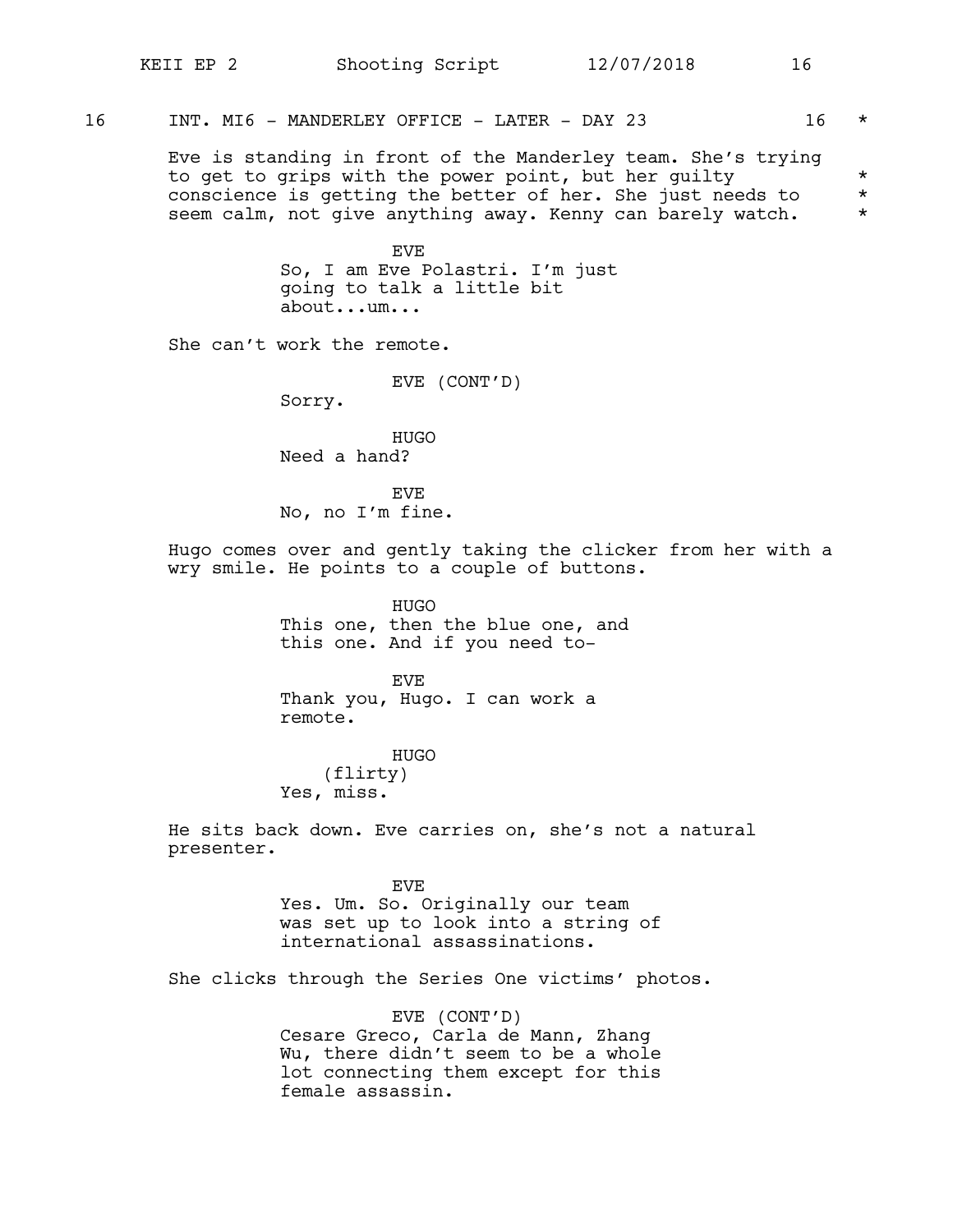16 INT. MI6 - MANDERLEY OFFICE - LATER - DAY 23 16 *

Eve is standing in front of the Manderley team. She's trying to get to grips with the power point, but her guilty conscience is getting the better of her. She just needs to seem calm, not give anything away. Kenny can barely watch. *

EVE
So, I am Eve Polastri. I'm just going to talk a little bit about...um...

She can't work the remote.

EVE (CONT'D)
Sorry.

HUGO
Need a hand?

EVE
No, no I'm fine.

Hugo comes over and gently taking the clicker from her with a wry smile. He points to a couple of buttons.

HUGO
This one, then the blue one, and this one. And if you need to-

EVE
Thank you, Hugo. I can work a remote.

HUGO
(flirty)
Yes, miss.

He sits back down. Eve carries on, she's not a natural presenter.

EVE
Yes. Um. So. Originally our team was set up to look into a string of international assassinations.

She clicks through the Series One victims' photos.

EVE (CONT'D)
Cesare Greco, Carla de Mann, Zhang Wu, there didn't seem to be a whole lot connecting them except for this female assassin.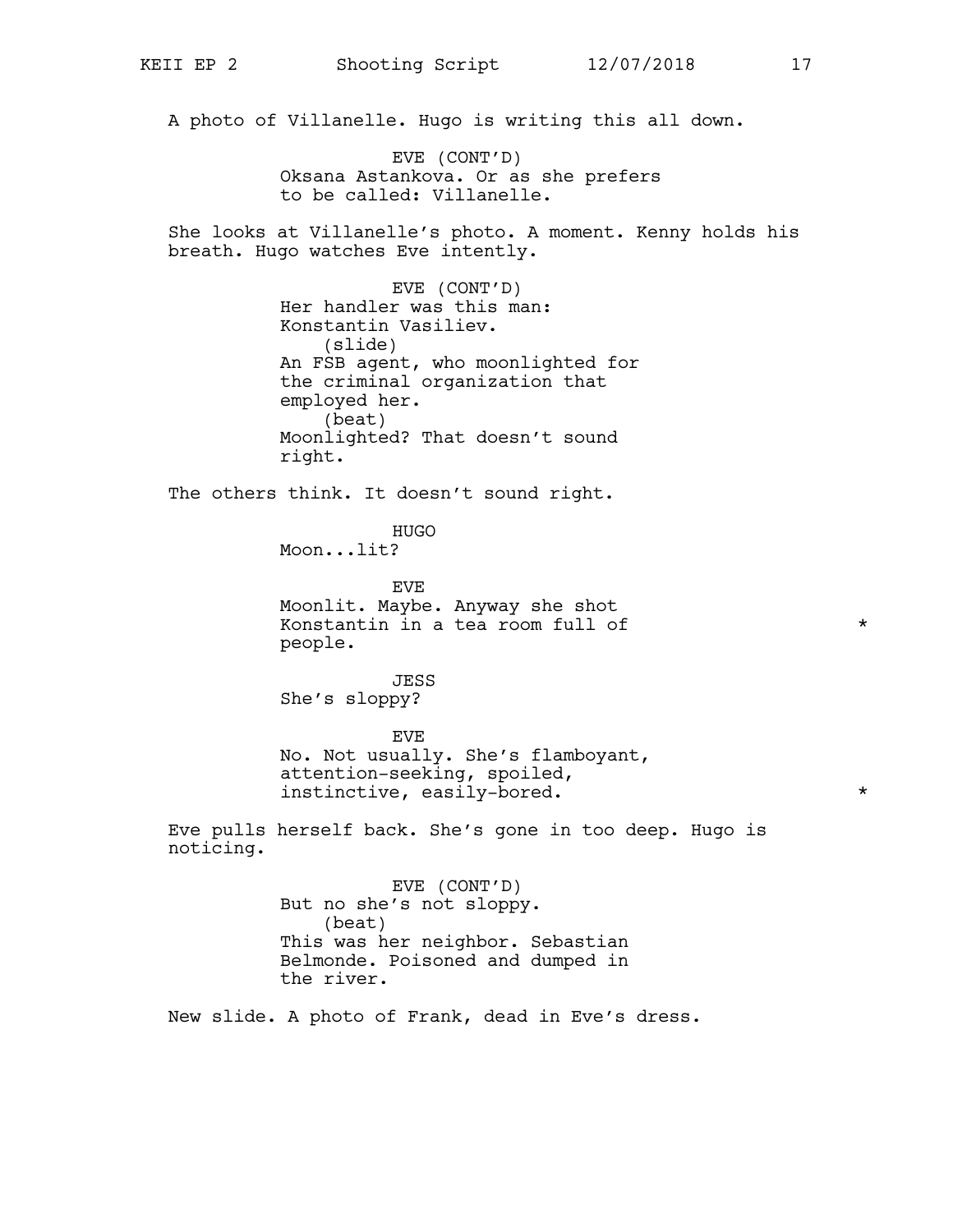A photo of Villanelle. Hugo is writing this all down.

EVE (CONT'D)
Oksana Astankova. Or as she prefers to be called: Villanelle.

She looks at Villanelle's photo. A moment. Kenny holds his breath. Hugo watches Eve intently.

EVE (CONT'D)
Her handler was this man: Konstantin Vasiliev.
(slide)
An FSB agent, who moonlighted for the criminal organization that employed her.
(beat)
Moonlighted? That doesn't sound right.

The others think. It doesn't sound right.

HUGO
Moon...lit?

EVE
Moonlit. Maybe. Anyway she shot Konstantin in a tea room full of people. *

JESS
She's sloppy?

EVE
No. Not usually. She's flamboyant, attention-seeking, spoiled, instinctive, easily-bored. *

Eve pulls herself back. She's gone in too deep. Hugo is noticing.

EVE (CONT'D)
But no she's not sloppy.
(beat)
This was her neighbor. Sebastian Belmonde. Poisoned and dumped in the river.

New slide. A photo of Frank, dead in Eve's dress.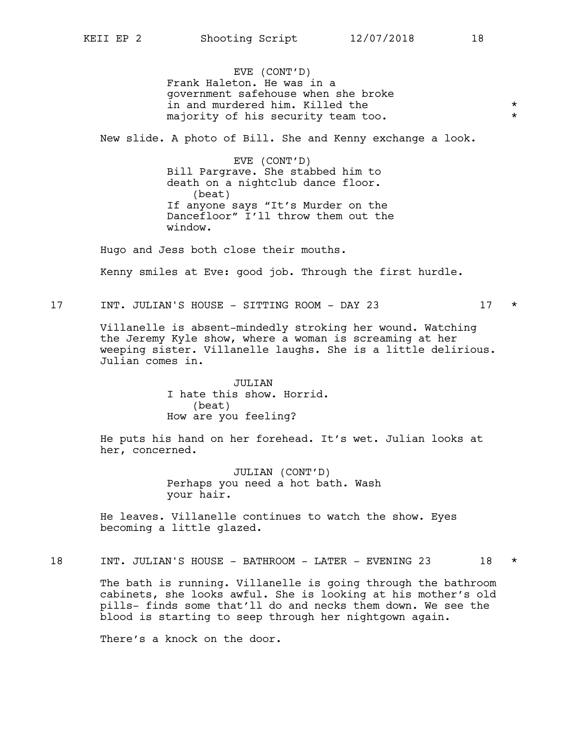EVE (CONT'D)
Frank Haleton. He was in a government safehouse when she broke in and murdered him. Killed the majority of his security team too. *

New slide. A photo of Bill. She and Kenny exchange a look.

EVE (CONT'D)
Bill Pargrave. She stabbed him to death on a nightclub dance floor.
(beat)
If anyone says "It's Murder on the Dancefloor" I'll throw them out the window.

Hugo and Jess both close their mouths.

Kenny smiles at Eve: good job. Through the first hurdle.

17 INT. JULIAN'S HOUSE - SITTING ROOM - DAY 23 17 *

Villanelle is absent-mindedly stroking her wound. Watching the Jeremy Kyle show, where a woman is screaming at her weeping sister. Villanelle laughs. She is a little delirious. Julian comes in.

JULIAN
I hate this show. Horrid.
(beat)
How are you feeling?

He puts his hand on her forehead. It's wet. Julian looks at her, concerned.

JULIAN (CONT'D)
Perhaps you need a hot bath. Wash your hair.

He leaves. Villanelle continues to watch the show. Eyes becoming a little glazed.

18 INT. JULIAN'S HOUSE - BATHROOM - LATER - EVENING 23 18 *

The bath is running. Villanelle is going through the bathroom cabinets, she looks awful. She is looking at his mother's old pills- finds some that'll do and necks them down. We see the blood is starting to seep through her nightgown again.

There's a knock on the door.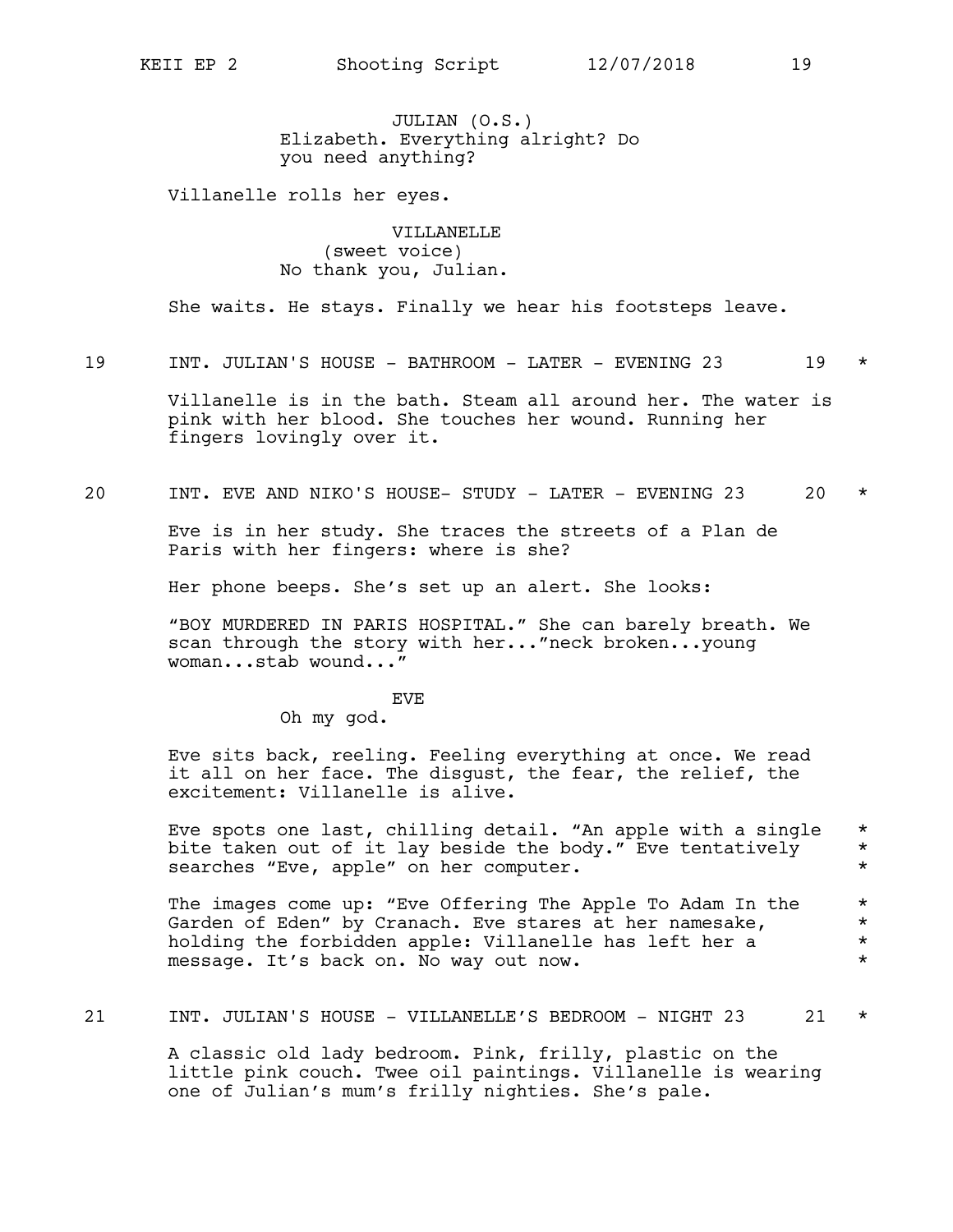JULIAN (O.S.)
Elizabeth. Everything alright? Do you need anything?

Villanelle rolls her eyes.

VILLANELLE
(sweet voice)
No thank you, Julian.

She waits. He stays. Finally we hear his footsteps leave.

19 INT. JULIAN'S HOUSE - BATHROOM - LATER - EVENING 23 19 *

Villanelle is in the bath. Steam all around her. The water is pink with her blood. She touches her wound. Running her fingers lovingly over it.

20 INT. EVE AND NIKO'S HOUSE- STUDY - LATER - EVENING 23 20 *

Eve is in her study. She traces the streets of a Plan de Paris with her fingers: where is she?

Her phone beeps. She's set up an alert. She looks:

"BOY MURDERED IN PARIS HOSPITAL." She can barely breath. We scan through the story with her..."neck broken...young woman...stab wound..."

EVE
Oh my god.

Eve sits back, reeling. Feeling everything at once. We read it all on her face. The disgust, the fear, the relief, the excitement: Villanelle is alive.

Eve spots one last, chilling detail. "An apple with a single bite taken out of it lay beside the body." Eve tentatively searches "Eve, apple" on her computer. *

The images come up: "Eve Offering The Apple To Adam In the Garden of Eden" by Cranach. Eve stares at her namesake, holding the forbidden apple: Villanelle has left her a message. It's back on. No way out now. *

21 INT. JULIAN'S HOUSE - VILLANELLE'S BEDROOM - NIGHT 23 21 *

A classic old lady bedroom. Pink, frilly, plastic on the little pink couch. Twee oil paintings. Villanelle is wearing one of Julian's mum's frilly nighties. She's pale.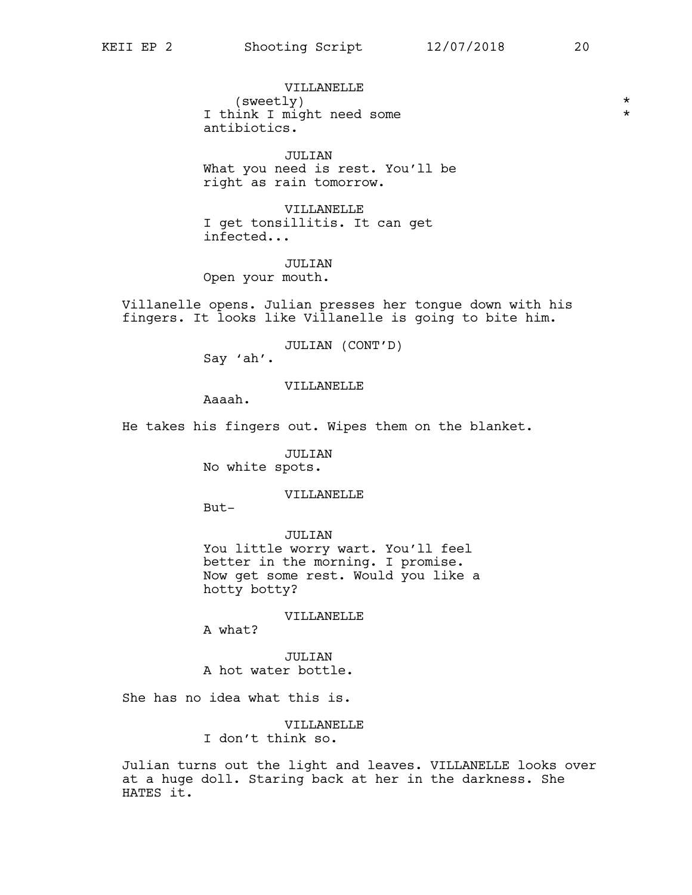VILLANELLE
(sweetly)
I think I might need some antibiotics.

JULIAN
What you need is rest. You'll be right as rain tomorrow.

VILLANELLE
I get tonsillitis. It can get infected...

JULIAN
Open your mouth.

Villanelle opens. Julian presses her tongue down with his fingers. It looks like Villanelle is going to bite him.

JULIAN (CONT'D)
Say 'ah'.

VILLANELLE
Aaaah.

He takes his fingers out. Wipes them on the blanket.

JULIAN
No white spots.

VILLANELLE
But-

JULIAN
You little worry wart. You'll feel better in the morning. I promise. Now get some rest. Would you like a hotty botty?

VILLANELLE
A what?

JULIAN
A hot water bottle.

She has no idea what this is.

VILLANELLE
I don't think so.

Julian turns out the light and leaves. VILLANELLE looks over at a huge doll. Staring back at her in the darkness. She HATES it.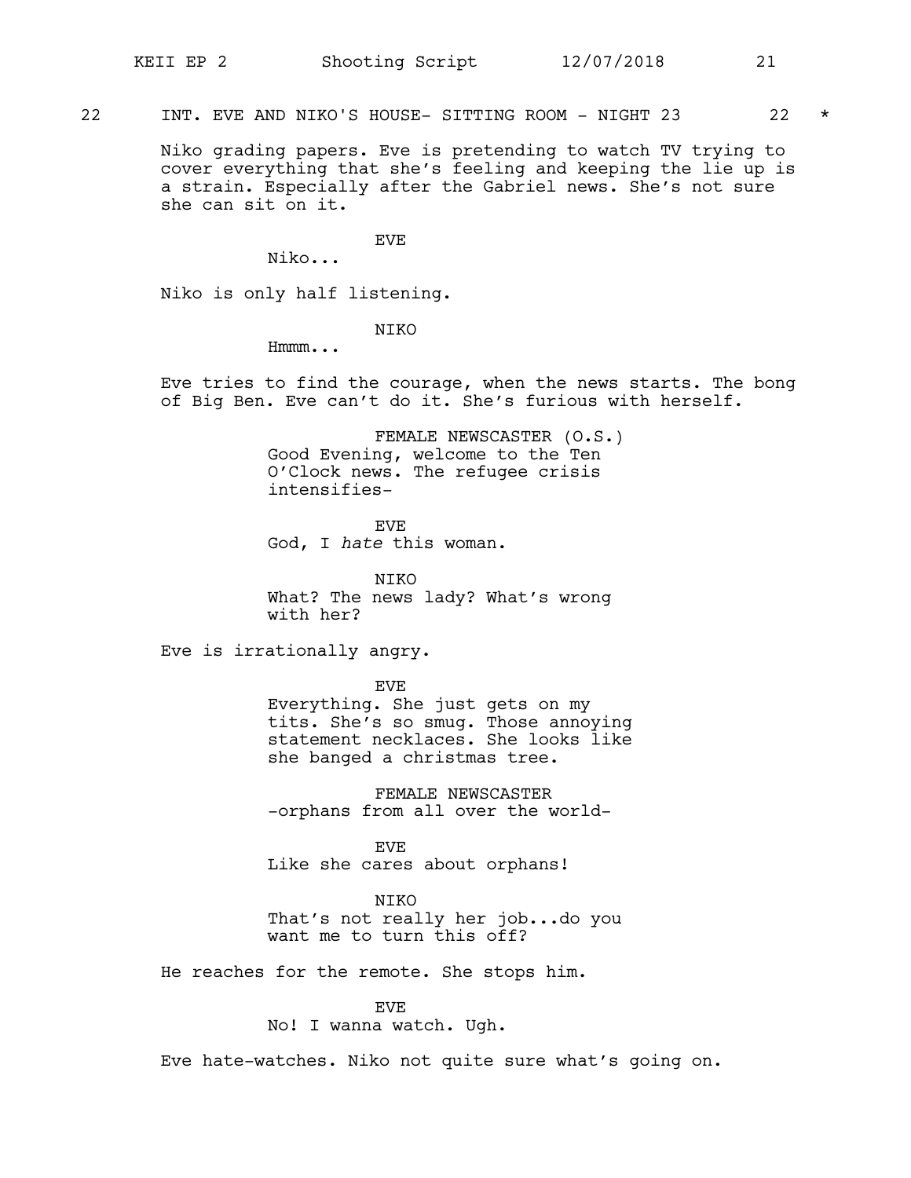22 INT. EVE AND NIKO'S HOUSE- SITTING ROOM - NIGHT 23 22 *

Niko grading papers. Eve is pretending to watch TV trying to cover everything that she's feeling and keeping the lie up is a strain. Especially after the Gabriel news. She's not sure she can sit on it.

EVE

Niko...

Niko is only half listening.

NIKO

Hmmm...

Eve tries to find the courage, when the news starts. The bong of Big Ben. Eve can't do it. She's furious with herself.

FEMALE NEWSCASTER (O.S.)

Good Evening, welcome to the Ten O'Clock news. The refugee crisis intensifies-

EVE

God, I *hate* this woman.

NIKO

What? The news lady? What's wrong with her?

Eve is irrationally angry.

EVE

Everything. She just gets on my tits. She's so smug. Those annoying statement necklaces. She looks like she banged a christmas tree.

FEMALE NEWSCASTER

-orphans from all over the world-

EVE

Like she cares about orphans!

NIKO

That's not really her job...do you want me to turn this off?

He reaches for the remote. She stops him.

EVE

No! I wanna watch. Ugh.

Eve hate-watches. Niko not quite sure what's going on.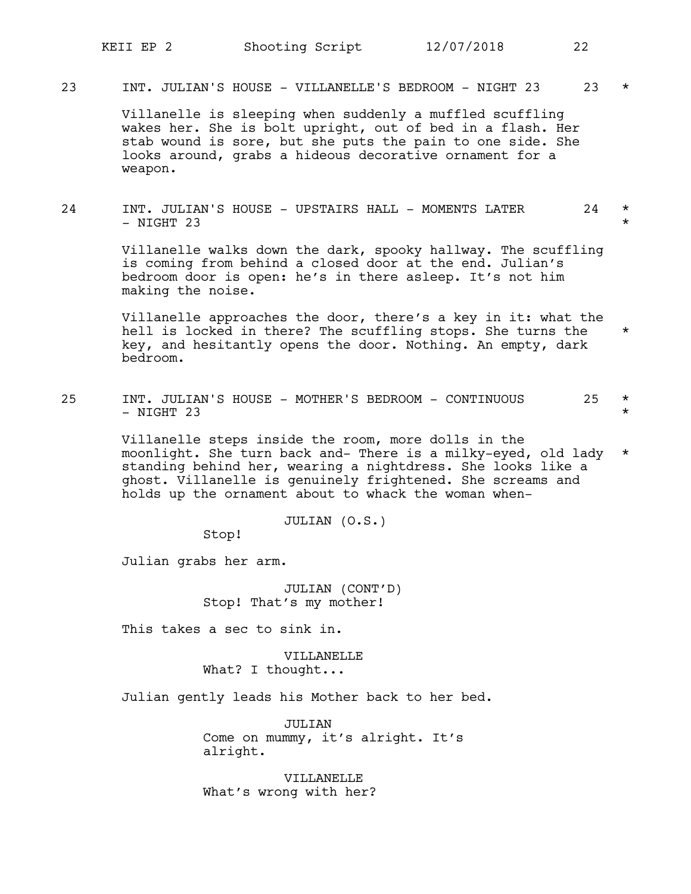23 INT. JULIAN'S HOUSE - VILLANELLE'S BEDROOM - NIGHT 23 23 *

Villanelle is sleeping when suddenly a muffled scuffling wakes her. She is bolt upright, out of bed in a flash. Her stab wound is sore, but she puts the pain to one side. She looks around, grabs a hideous decorative ornament for a weapon.

24 INT. JULIAN'S HOUSE - UPSTAIRS HALL - MOMENTS LATER - NIGHT 23 24 *

Villanelle walks down the dark, spooky hallway. The scuffling is coming from behind a closed door at the end. Julian's bedroom door is open: he's in there asleep. It's not him making the noise.

Villanelle approaches the door, there's a key in it: what the hell is locked in there? The scuffling stops. She turns the key, and hesitantly opens the door. Nothing. An empty, dark bedroom. *

25 INT. JULIAN'S HOUSE - MOTHER'S BEDROOM - CONTINUOUS - NIGHT 23 25 *

Villanelle steps inside the room, more dolls in the moonlight. She turn back and- There is a milky-eyed, old lady standing behind her, wearing a nightdress. She looks like a ghost. Villanelle is genuinely frightened. She screams and holds up the ornament about to whack the woman when- *

JULIAN (O.S.)
Stop!

Julian grabs her arm.

JULIAN (CONT'D)
Stop! That's my mother!

This takes a sec to sink in.

VILLANELLE
What? I thought...

Julian gently leads his Mother back to her bed.

JULIAN
Come on mummy, it's alright. It's alright.

VILLANELLE
What's wrong with her?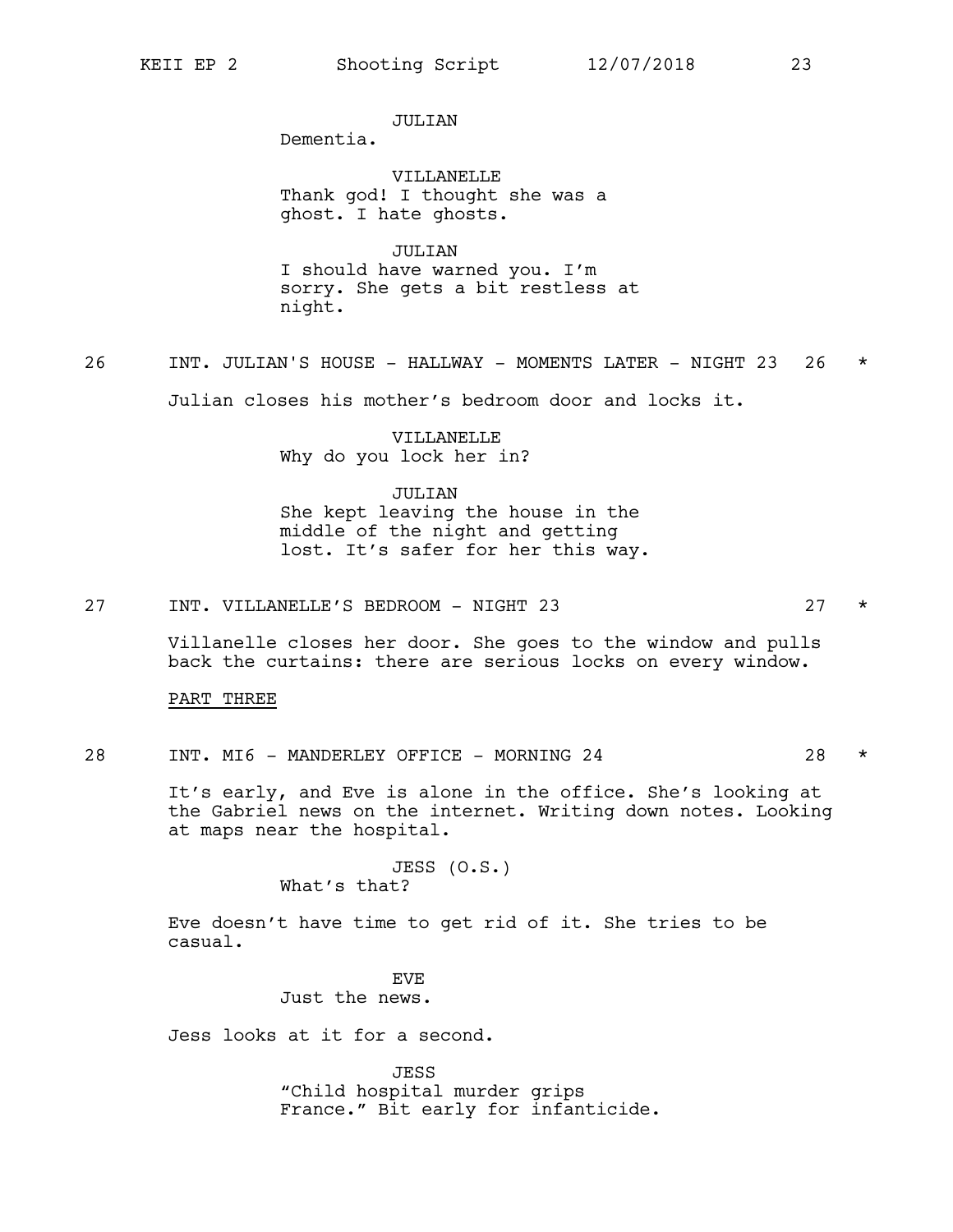JULIAN
Dementia.

VILLANELLE
Thank god! I thought she was a ghost. I hate ghosts.

JULIAN
I should have warned you. I'm sorry. She gets a bit restless at night.

26 INT. JULIAN'S HOUSE - HALLWAY - MOMENTS LATER - NIGHT 23 26 *

Julian closes his mother's bedroom door and locks it.

VILLANELLE
Why do you lock her in?

JULIAN
She kept leaving the house in the middle of the night and getting lost. It's safer for her this way.

27 INT. VILLANELLE'S BEDROOM - NIGHT 23 27 *

Villanelle closes her door. She goes to the window and pulls back the curtains: there are serious locks on every window.

PART THREE

28 INT. MI6 - MANDERLEY OFFICE - MORNING 24 28 *

It's early, and Eve is alone in the office. She's looking at the Gabriel news on the internet. Writing down notes. Looking at maps near the hospital.

JESS (O.S.)
What's that?

Eve doesn't have time to get rid of it. She tries to be casual.

EVE
Just the news.

Jess looks at it for a second.

JESS
"Child hospital murder grips France." Bit early for infanticide.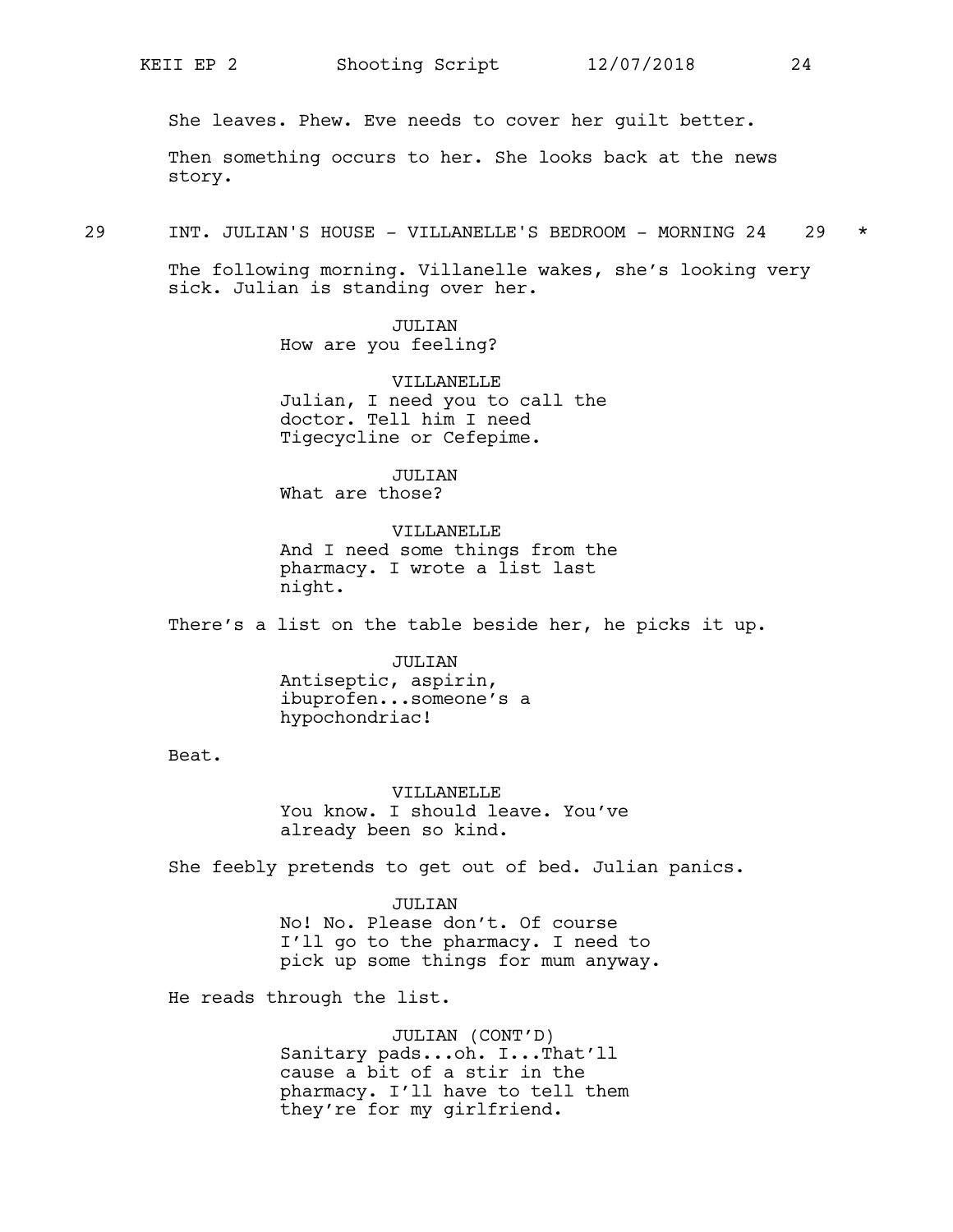She leaves. Phew. Eve needs to cover her guilt better.

Then something occurs to her. She looks back at the news story.

29 INT. JULIAN'S HOUSE - VILLANELLE'S BEDROOM - MORNING 24 29 *

The following morning. Villanelle wakes, she's looking very sick. Julian is standing over her.

JULIAN
How are you feeling?

VILLANELLE
Julian, I need you to call the doctor. Tell him I need Tigecycline or Cefepime.

JULIAN
What are those?

VILLANELLE
And I need some things from the pharmacy. I wrote a list last night.

There's a list on the table beside her, he picks it up.

JULIAN
Antiseptic, aspirin, ibuprofen...someone's a hypochondriac!

Beat.

VILLANELLE
You know. I should leave. You've already been so kind.

She feebly pretends to get out of bed. Julian panics.

JULIAN
No! No. Please don't. Of course I'll go to the pharmacy. I need to pick up some things for mum anyway.

He reads through the list.

JULIAN (CONT'D)
Sanitary pads...oh. I...That'll cause a bit of a stir in the pharmacy. I'll have to tell them they're for my girlfriend.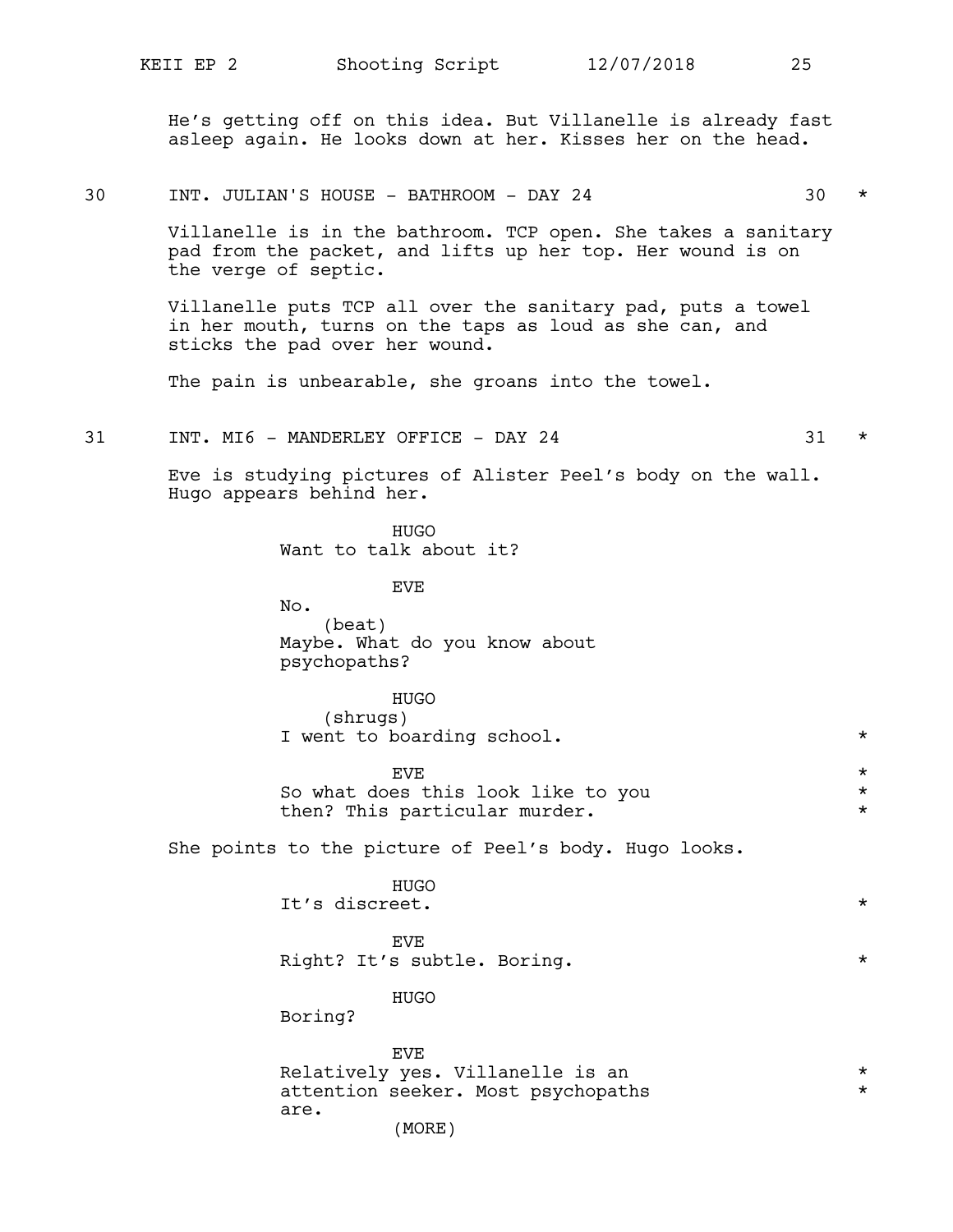He's getting off on this idea. But Villanelle is already fast asleep again. He looks down at her. Kisses her on the head.

30 INT. JULIAN'S HOUSE - BATHROOM - DAY 24 30 *

Villanelle is in the bathroom. TCP open. She takes a sanitary pad from the packet, and lifts up her top. Her wound is on the verge of septic.

Villanelle puts TCP all over the sanitary pad, puts a towel in her mouth, turns on the taps as loud as she can, and sticks the pad over her wound.

The pain is unbearable, she groans into the towel.

31 INT. MI6 - MANDERLEY OFFICE - DAY 24 31 *

Eve is studying pictures of Alister Peel's body on the wall. Hugo appears behind her.

HUGO
Want to talk about it?

EVE
No.
(beat)
Maybe. What do you know about psychopaths?

HUGO
(shrugs)
I went to boarding school. *

EVE *
So what does this look like to you *
then? This particular murder. *

She points to the picture of Peel's body. Hugo looks.

HUGO
It's discreet. *

EVE
Right? It's subtle. Boring. *

HUGO
Boring?

EVE
Relatively yes. Villanelle is an *
attention seeker. Most psychopaths *
are.
(MORE)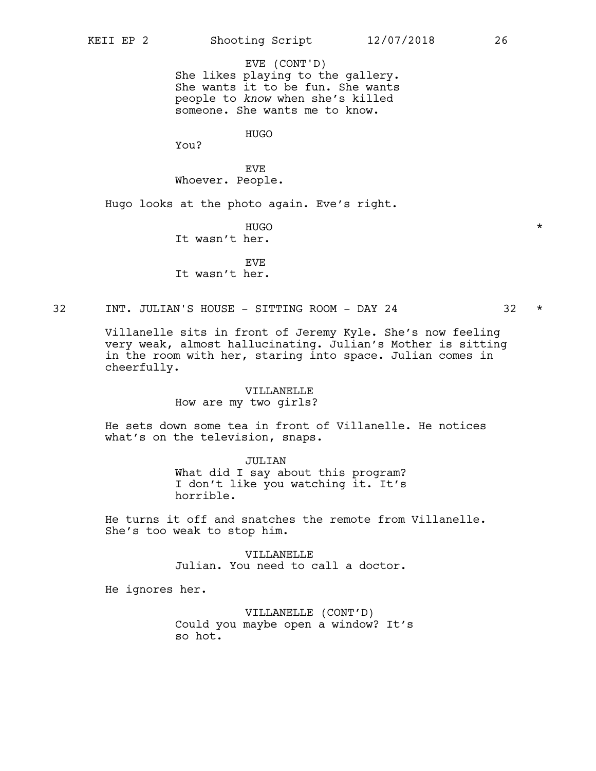EVE (CONT'D)
She likes playing to the gallery. She wants it to be fun. She wants people to *know* when she's killed someone. She wants me to know.

HUGO
You?

EVE
Whoever. People.

Hugo looks at the photo again. Eve's right.

HUGO *
It wasn't her.

EVE
It wasn't her.

32 INT. JULIAN'S HOUSE - SITTING ROOM - DAY 24 32 *

Villanelle sits in front of Jeremy Kyle. She's now feeling very weak, almost hallucinating. Julian's Mother is sitting in the room with her, staring into space. Julian comes in cheerfully.

VILLANELLE
How are my two girls?

He sets down some tea in front of Villanelle. He notices what's on the television, snaps.

JULIAN
What did I say about this program? I don't like you watching it. It's horrible.

He turns it off and snatches the remote from Villanelle. She's too weak to stop him.

VILLANELLE
Julian. You need to call a doctor.

He ignores her.

VILLANELLE (CONT'D)
Could you maybe open a window? It's so hot.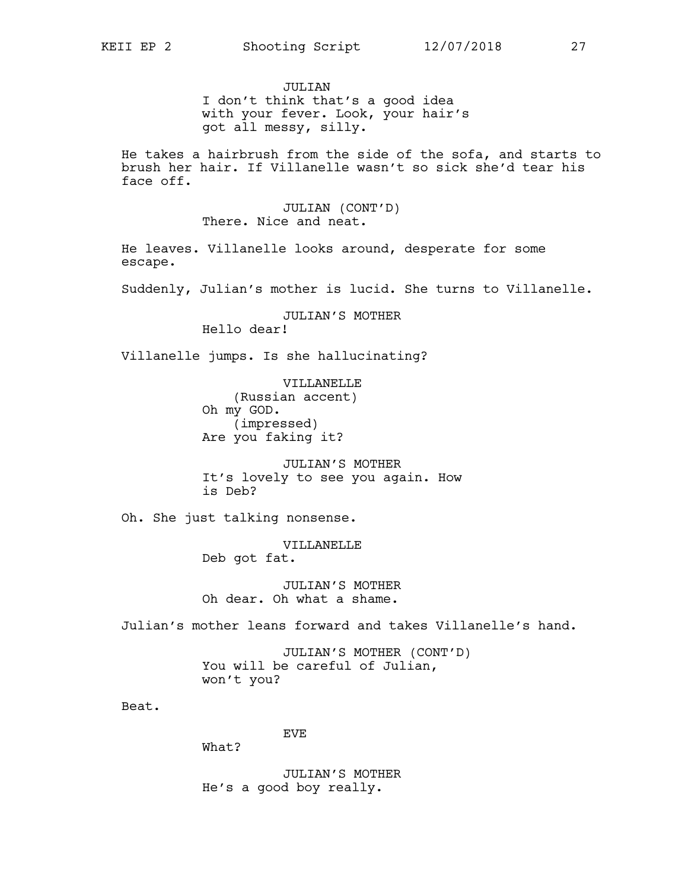JULIAN

I don't think that's a good idea with your fever. Look, your hair's got all messy, silly.

He takes a hairbrush from the side of the sofa, and starts to brush her hair. If Villanelle wasn't so sick she'd tear his face off.

JULIAN (CONT'D)

There. Nice and neat.

He leaves. Villanelle looks around, desperate for some escape.

Suddenly, Julian's mother is lucid. She turns to Villanelle.

JULIAN'S MOTHER

Hello dear!

Villanelle jumps. Is she hallucinating?

VILLANELLE

(Russian accent)

Oh my GOD.

(impressed)

Are you faking it?

JULIAN'S MOTHER

It's lovely to see you again. How is Deb?

Oh. She just talking nonsense.

VILLANELLE

Deb got fat.

JULIAN'S MOTHER

Oh dear. Oh what a shame.

Julian's mother leans forward and takes Villanelle's hand.

JULIAN'S MOTHER (CONT'D)

You will be careful of Julian, won't you?

Beat.

EVE

What?

JULIAN'S MOTHER

He's a good boy really.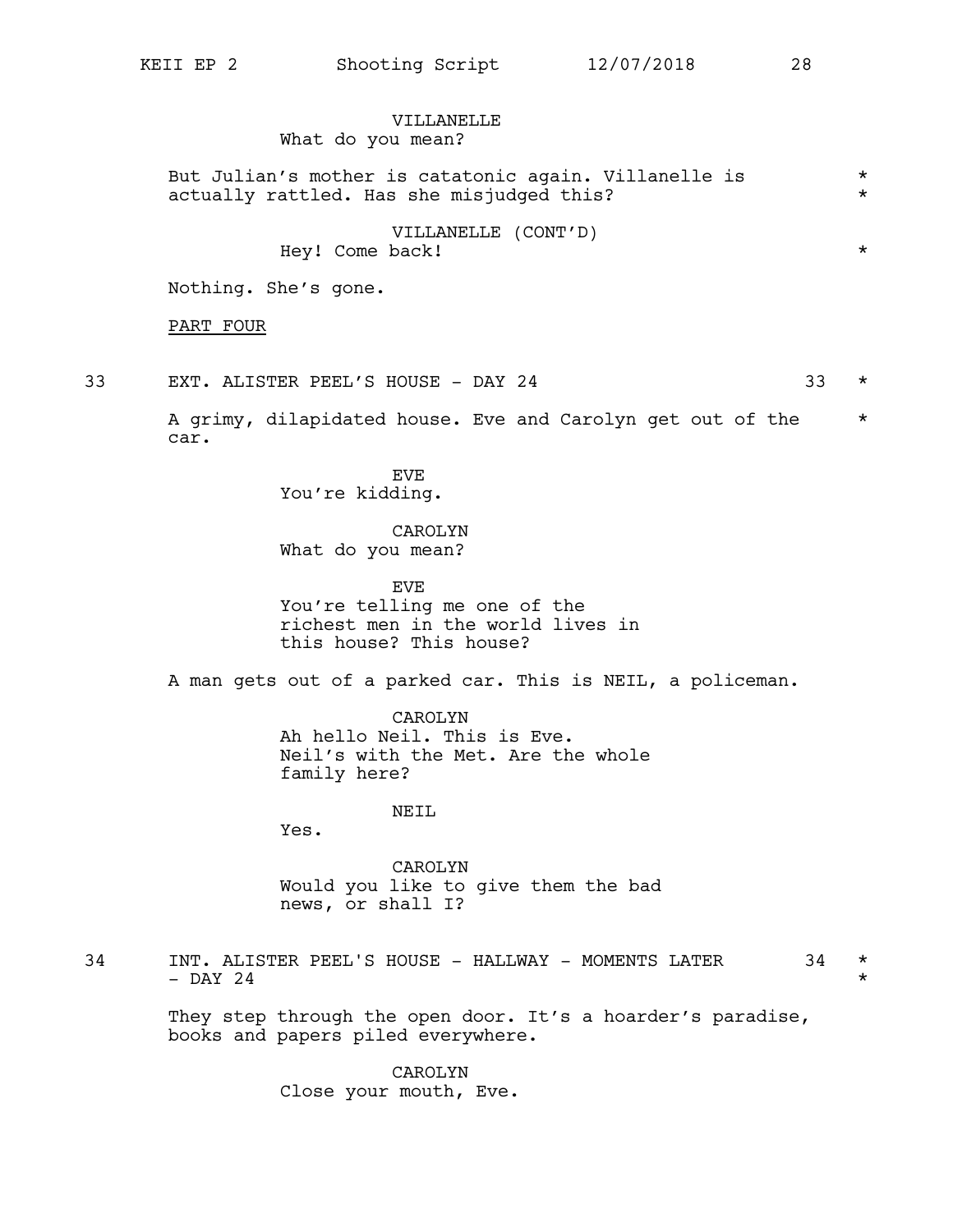VILLANELLE
What do you mean?

But Julian's mother is catatonic again. Villanelle is actually rattled. Has she misjudged this? *

VILLANELLE (CONT'D)
Hey! Come back! *

Nothing. She's gone.

PART FOUR

33 EXT. ALISTER PEEL'S HOUSE - DAY 24 33 *

A grimy, dilapidated house. Eve and Carolyn get out of the car. *

EVE
You're kidding.

CAROLYN
What do you mean?

EVE
You're telling me one of the richest men in the world lives in this house? This house?

A man gets out of a parked car. This is NEIL, a policeman.

CAROLYN
Ah hello Neil. This is Eve. Neil's with the Met. Are the whole family here?

NEIL
Yes.

CAROLYN
Would you like to give them the bad news, or shall I?

34 INT. ALISTER PEEL'S HOUSE - HALLWAY - MOMENTS LATER - DAY 24 34 *

They step through the open door. It's a hoarder's paradise, books and papers piled everywhere.

CAROLYN
Close your mouth, Eve.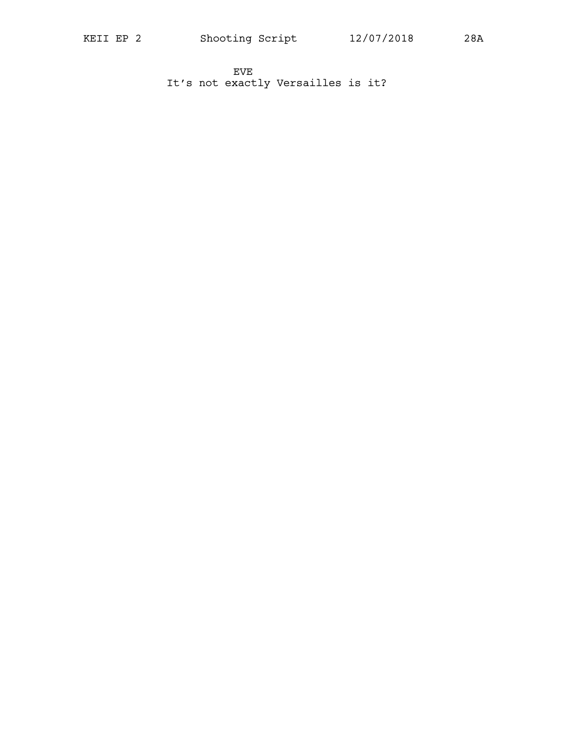EVE

It’s not exactly Versailles is it?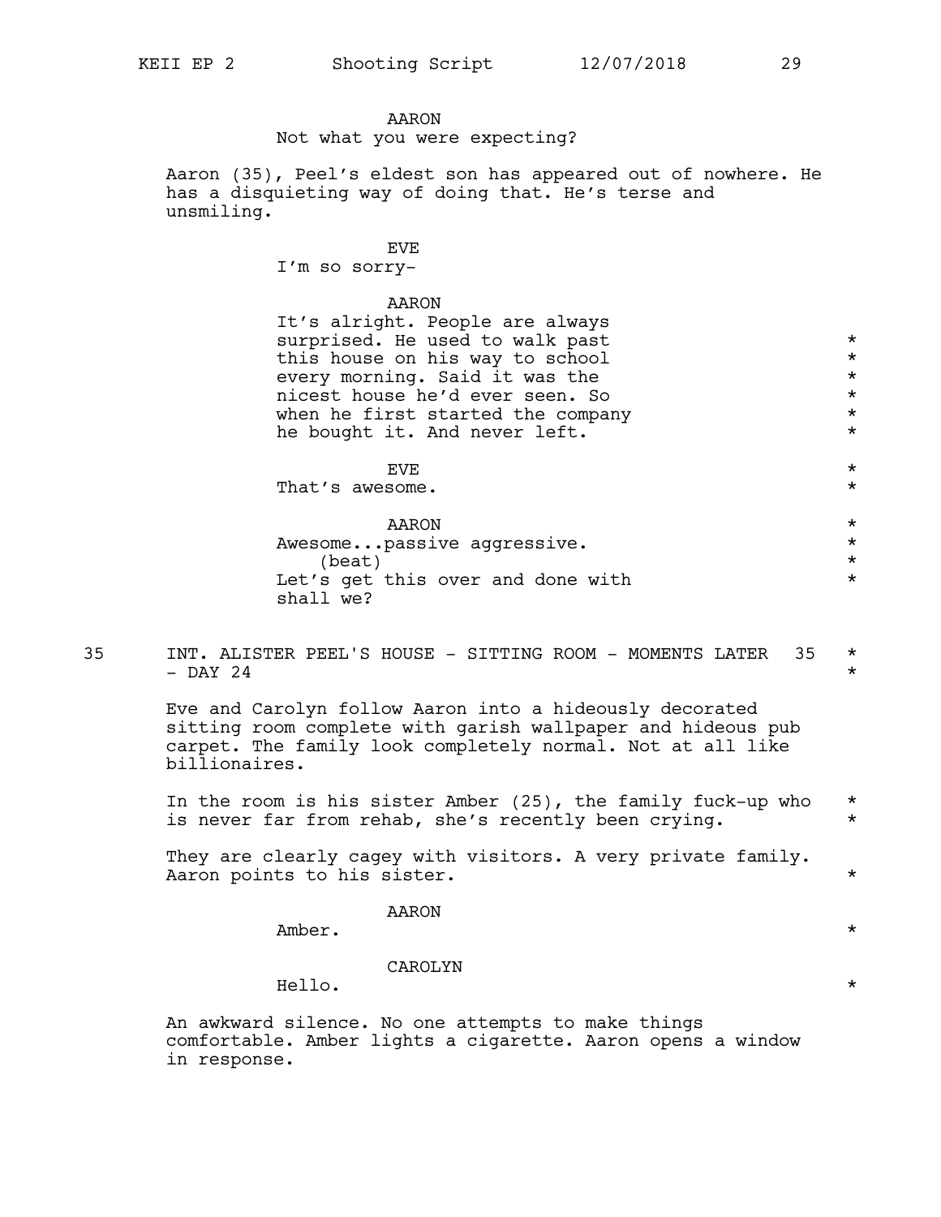AARON

Not what you were expecting?

Aaron (35), Peel's eldest son has appeared out of nowhere. He has a disquieting way of doing that. He's terse and unsmiling.

EVE

I'm so sorry-

AARON

It's alright. People are always surprised. He used to walk past this house on his way to school every morning. Said it was the nicest house he'd ever seen. So when he first started the company he bought it. And never left. *

EVE

That's awesome. *

AARON

Awesome...passive aggressive. *
(beat)
Let's get this over and done with shall we? *

35 INT. ALISTER PEEL'S HOUSE - SITTING ROOM - MOMENTS LATER - DAY 24 35 *

Eve and Carolyn follow Aaron into a hideously decorated sitting room complete with garish wallpaper and hideous pub carpet. The family look completely normal. Not at all like billionaires.

In the room is his sister Amber (25), the family fuck-up who is never far from rehab, she's recently been crying. *

They are clearly cagey with visitors. A very private family. Aaron points to his sister. *

AARON

Amber. *

CAROLYN

Hello. *

An awkward silence. No one attempts to make things comfortable. Amber lights a cigarette. Aaron opens a window in response.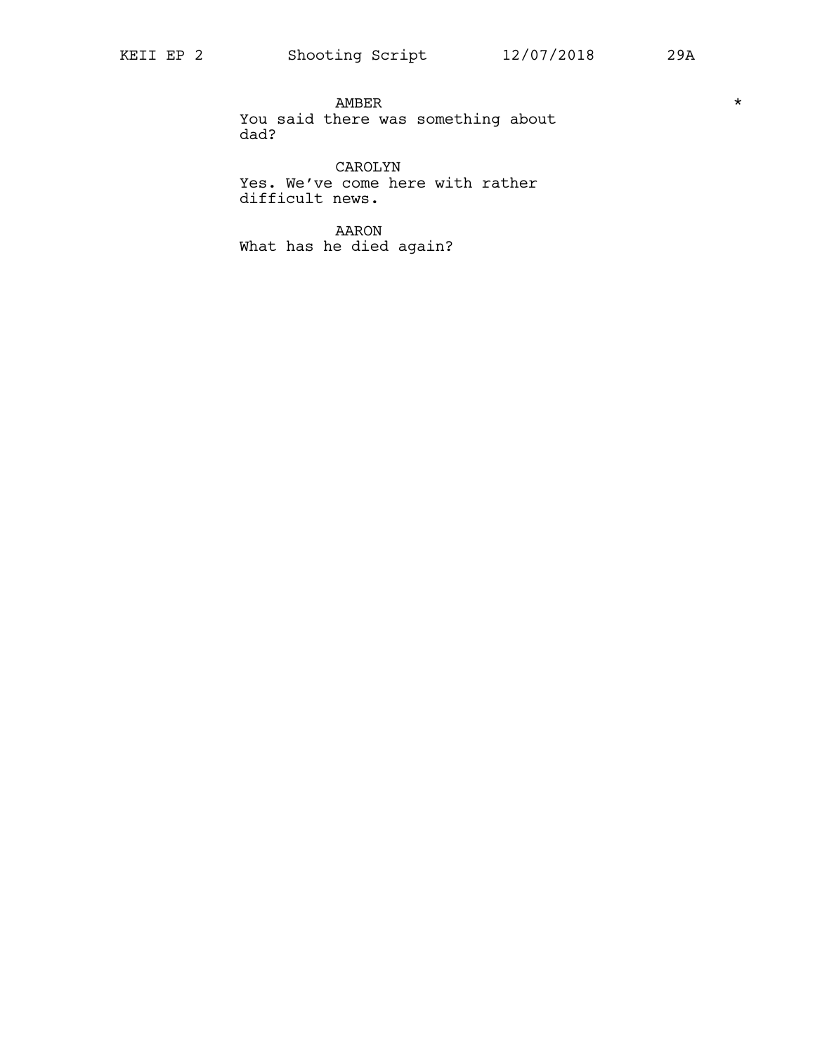AMBER *

You said there was something about dad?

CAROLYN

Yes. We've come here with rather difficult news.

AARON

What has he died again?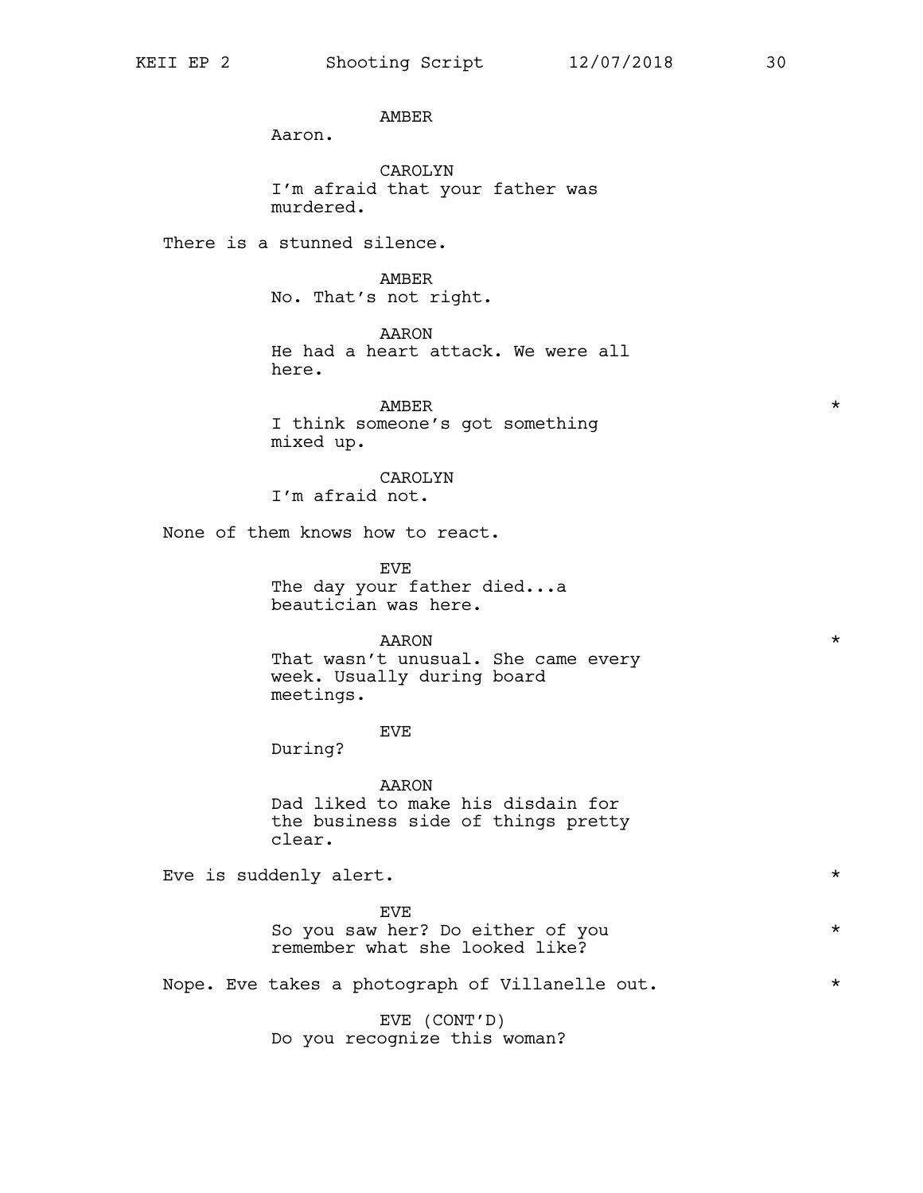AMBER
Aaron.

CAROLYN
I'm afraid that your father was murdered.

There is a stunned silence.

AMBER
No. That's not right.

AARON
He had a heart attack. We were all here.

AMBER *
I think someone's got something mixed up.

CAROLYN
I'm afraid not.

None of them knows how to react.

EVE
The day your father died...a beautician was here.

AARON *
That wasn't unusual. She came every week. Usually during board meetings.

EVE
During?

AARON
Dad liked to make his disdain for the business side of things pretty clear.

Eve is suddenly alert. *

EVE
So you saw her? Do either of you remember what she looked like? *

Nope. Eve takes a photograph of Villanelle out. *

EVE (CONT'D)
Do you recognize this woman?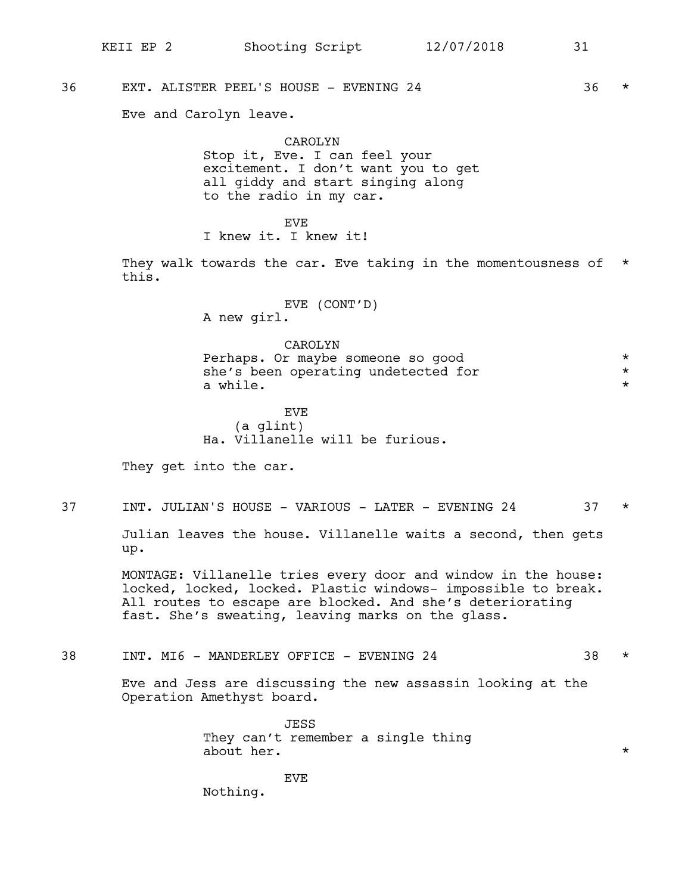36 EXT. ALISTER PEEL'S HOUSE - EVENING 24 36 *

Eve and Carolyn leave.

CAROLYN
Stop it, Eve. I can feel your excitement. I don't want you to get all giddy and start singing along to the radio in my car.

EVE
I knew it. I knew it!

They walk towards the car. Eve taking in the momentousness of this. *

EVE (CONT'D)
A new girl.

CAROLYN
Perhaps. Or maybe someone so good she's been operating undetected for a while. *

EVE
(a glint)
Ha. Villanelle will be furious.

They get into the car.

37 INT. JULIAN'S HOUSE - VARIOUS - LATER - EVENING 24 37 *

Julian leaves the house. Villanelle waits a second, then gets up.

MONTAGE: Villanelle tries every door and window in the house: locked, locked, locked. Plastic windows- impossible to break. All routes to escape are blocked. And she's deteriorating fast. She's sweating, leaving marks on the glass.

38 INT. MI6 - MANDERLEY OFFICE - EVENING 24 38 *

Eve and Jess are discussing the new assassin looking at the Operation Amethyst board.

JESS
They can't remember a single thing about her. *

EVE
Nothing.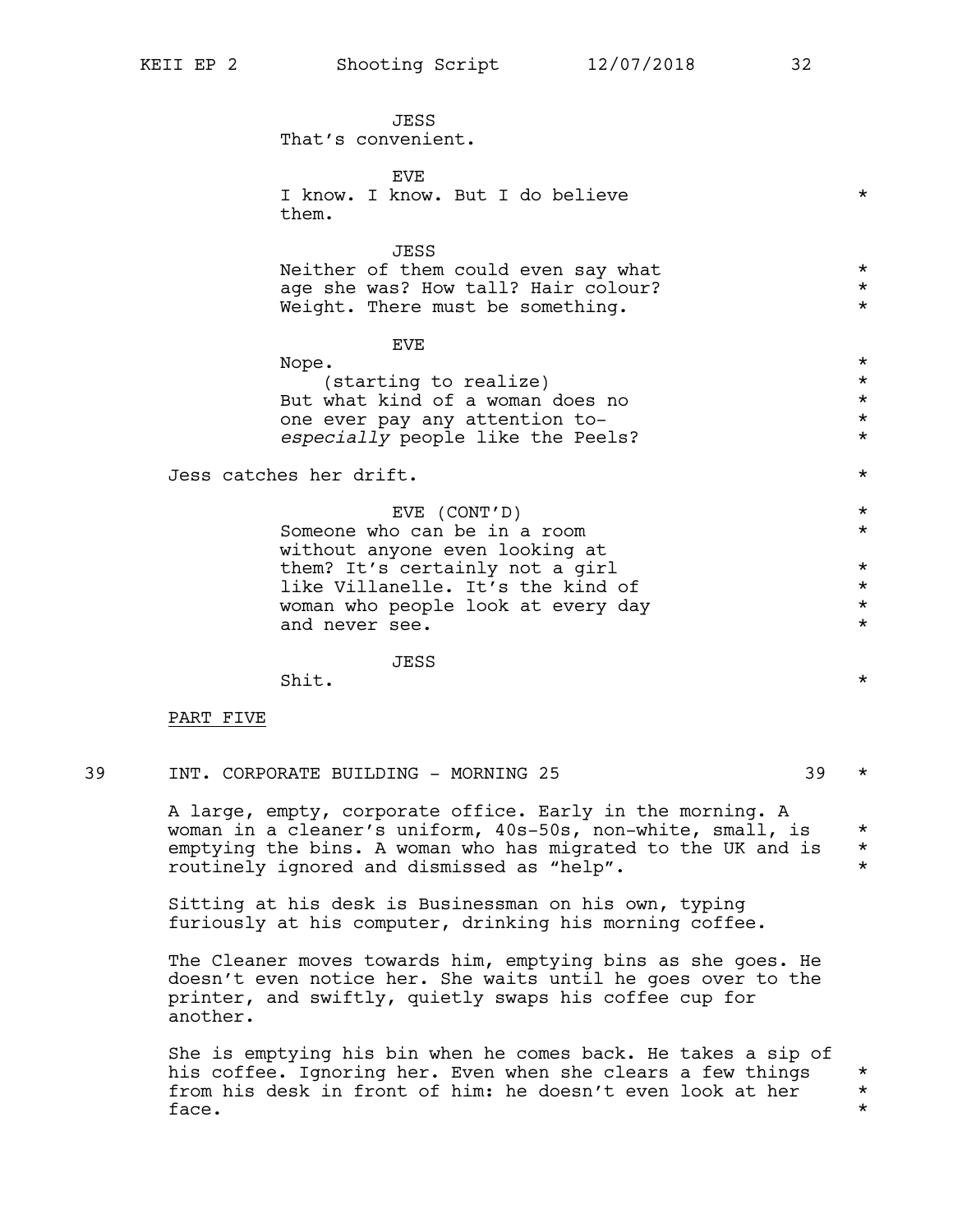JESS
That's convenient.

EVE
I know. I know. But I do believe them. *

JESS
Neither of them could even say what age she was? How tall? Hair colour? Weight. There must be something. *

EVE
Nope. *
(starting to realize)
But what kind of a woman does no one ever pay any attention to- *especially* people like the Peels? *

Jess catches her drift. *

EVE (CONT'D)
Someone who can be in a room without anyone even looking at them? It's certainly not a girl like Villanelle. It's the kind of woman who people look at every day and never see. *

JESS
Shit. *

<u>PART FIVE</u>

39 INT. CORPORATE BUILDING - MORNING 25 39 *

A large, empty, corporate office. Early in the morning. A woman in a cleaner's uniform, 40s-50s, non-white, small, is emptying the bins. A woman who has migrated to the UK and is routinely ignored and dismissed as "help". *

Sitting at his desk is Businessman on his own, typing furiously at his computer, drinking his morning coffee.

The Cleaner moves towards him, emptying bins as she goes. He doesn't even notice her. She waits until he goes over to the printer, and swiftly, quietly swaps his coffee cup for another.

She is emptying his bin when he comes back. He takes a sip of his coffee. Ignoring her. Even when she clears a few things from his desk in front of him: he doesn't even look at her face. *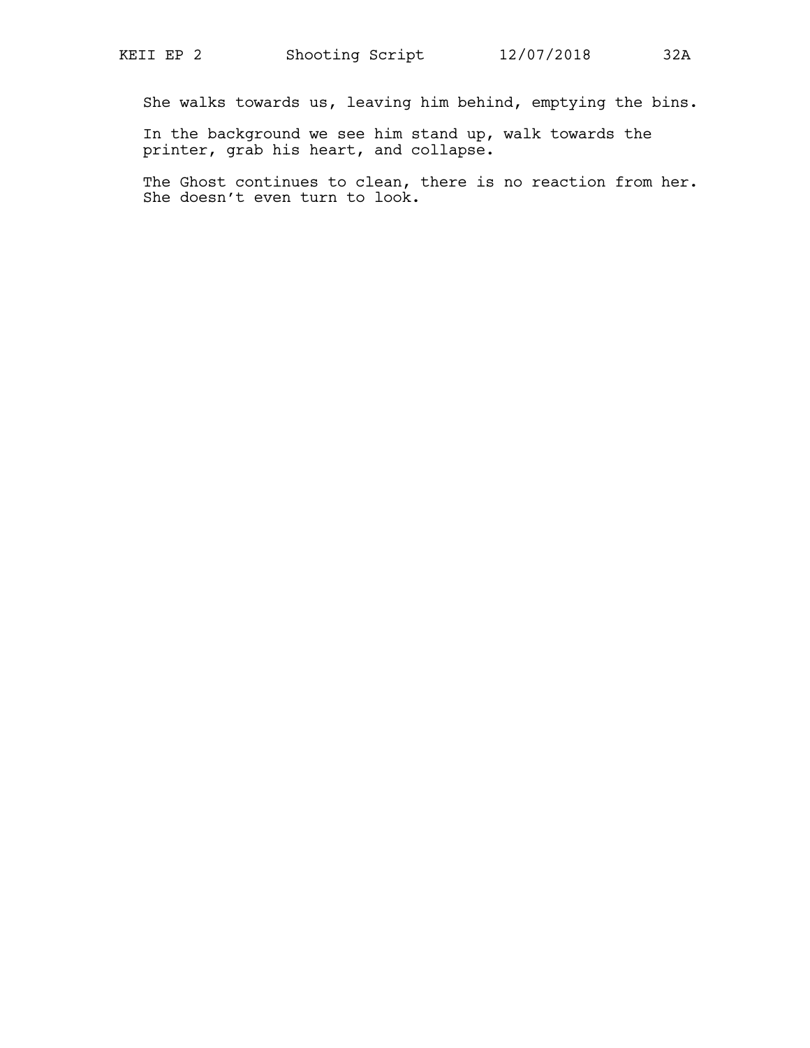She walks towards us, leaving him behind, emptying the bins.

In the background we see him stand up, walk towards the printer, grab his heart, and collapse.

The Ghost continues to clean, there is no reaction from her. She doesn't even turn to look.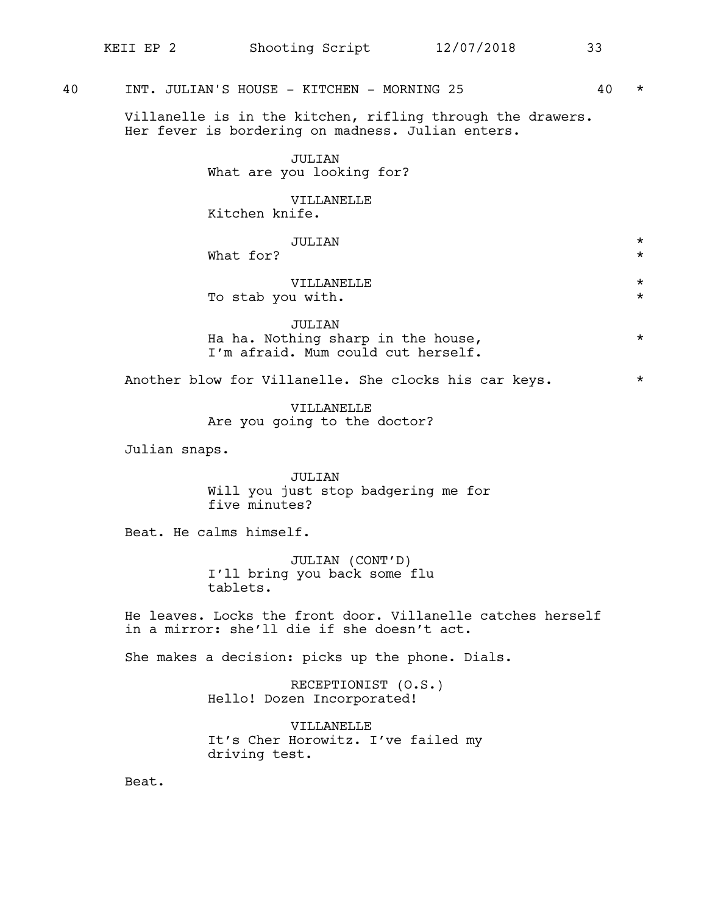40 INT. JULIAN'S HOUSE - KITCHEN - MORNING 25 40 *

Villanelle is in the kitchen, rifling through the drawers. Her fever is bordering on madness. Julian enters.

JULIAN
What are you looking for?

VILLANELLE
Kitchen knife.

JULIAN *
What for? *

VILLANELLE *
To stab you with. *

JULIAN
Ha ha. Nothing sharp in the house, *
I'm afraid. Mum could cut herself.

Another blow for Villanelle. She clocks his car keys. *

VILLANELLE
Are you going to the doctor?

Julian snaps.

JULIAN
Will you just stop badgering me for five minutes?

Beat. He calms himself.

JULIAN (CONT'D)
I'll bring you back some flu tablets.

He leaves. Locks the front door. Villanelle catches herself in a mirror: she'll die if she doesn't act.

She makes a decision: picks up the phone. Dials.

RECEPTIONIST (O.S.)
Hello! Dozen Incorporated!

VILLANELLE
It's Cher Horowitz. I've failed my driving test.

Beat.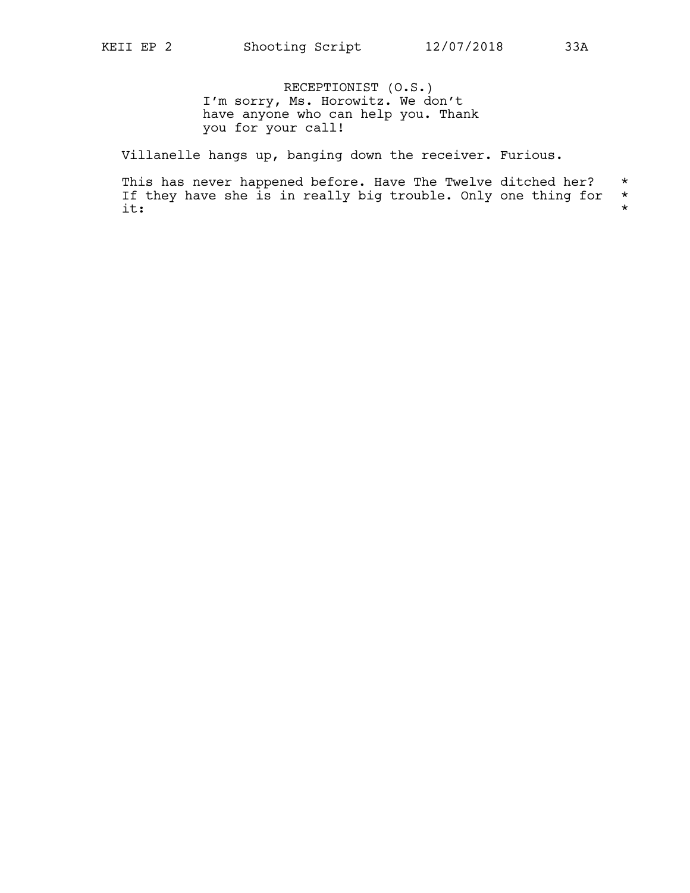RECEPTIONIST (O.S.)
I'm sorry, Ms. Horowitz. We don't have anyone who can help you. Thank you for your call!

Villanelle hangs up, banging down the receiver. Furious.

This has never happened before. Have The Twelve ditched her? *
If they have she is in really big trouble. Only one thing for *
it: *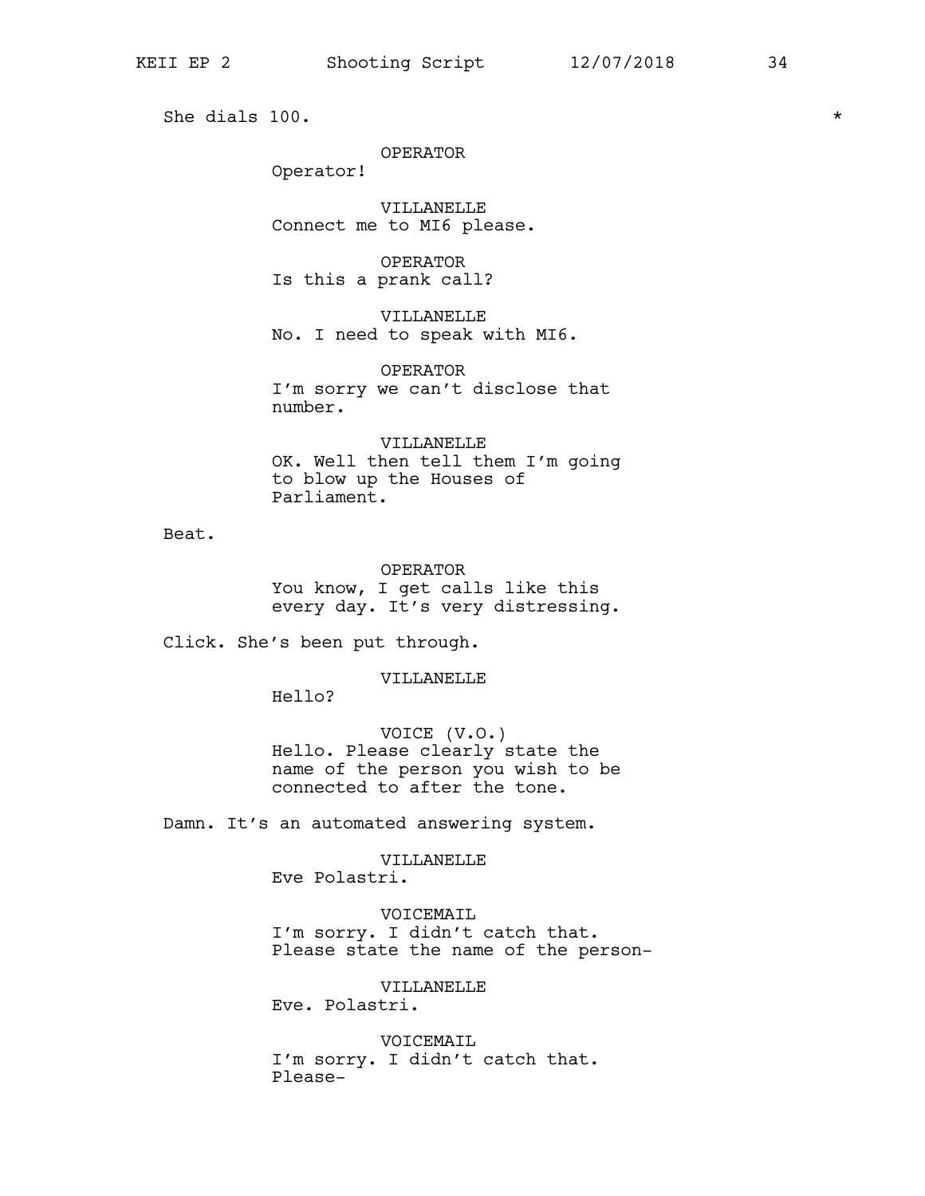She dials 100. *

OPERATOR
Operator!

VILLANELLE
Connect me to MI6 please.

OPERATOR
Is this a prank call?

VILLANELLE
No. I need to speak with MI6.

OPERATOR
I'm sorry we can't disclose that number.

VILLANELLE
OK. Well then tell them I'm going to blow up the Houses of Parliament.

Beat.

OPERATOR
You know, I get calls like this every day. It's very distressing.

Click. She's been put through.

VILLANELLE
Hello?

VOICE (V.O.)
Hello. Please clearly state the name of the person you wish to be connected to after the tone.

Damn. It's an automated answering system.

VILLANELLE
Eve Polastri.

VOICEMAIL
I'm sorry. I didn't catch that. Please state the name of the person-

VILLANELLE
Eve. Polastri.

VOICEMAIL
I'm sorry. I didn't catch that. Please-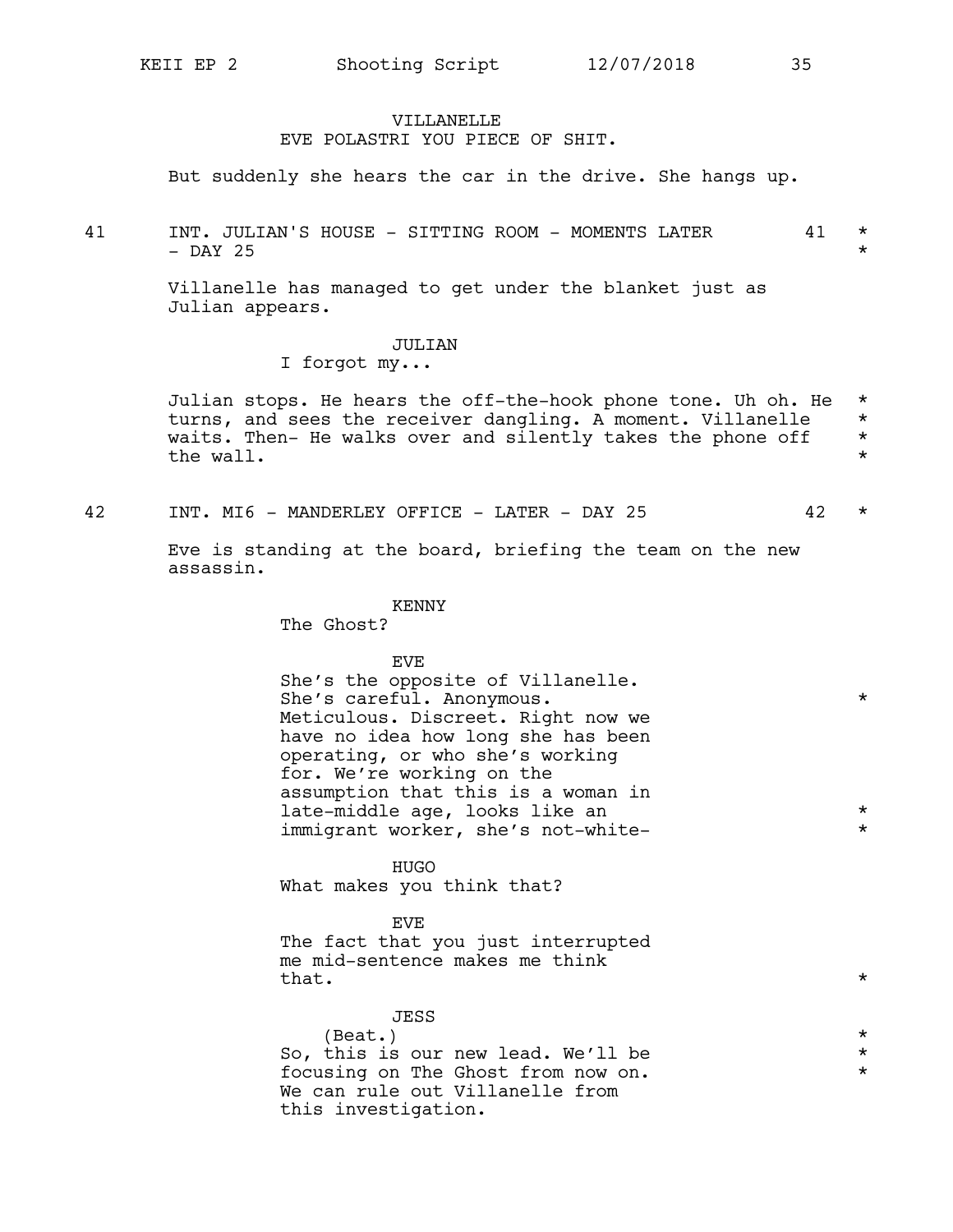VILLANELLE
EVE POLASTRI YOU PIECE OF SHIT.

But suddenly she hears the car in the drive. She hangs up.

41 INT. JULIAN'S HOUSE - SITTING ROOM - MOMENTS LATER - DAY 25 41 *

Villanelle has managed to get under the blanket just as Julian appears.

JULIAN
I forgot my...

Julian stops. He hears the off-the-hook phone tone. Uh oh. He turns, and sees the receiver dangling. A moment. Villanelle waits. Then- He walks over and silently takes the phone off the wall. *

42 INT. MI6 - MANDERLEY OFFICE - LATER - DAY 25 42 *

Eve is standing at the board, briefing the team on the new assassin.

KENNY
The Ghost?

EVE
She's the opposite of Villanelle. She's careful. Anonymous. Meticulous. Discreet. Right now we have no idea how long she has been operating, or who she's working for. We're working on the assumption that this is a woman in late-middle age, looks like an immigrant worker, she's not-white- *

HUGO
What makes you think that?

EVE
The fact that you just interrupted me mid-sentence makes me think that. *

JESS
(Beat.)
So, this is our new lead. We'll be focusing on The Ghost from now on. We can rule out Villanelle from this investigation. *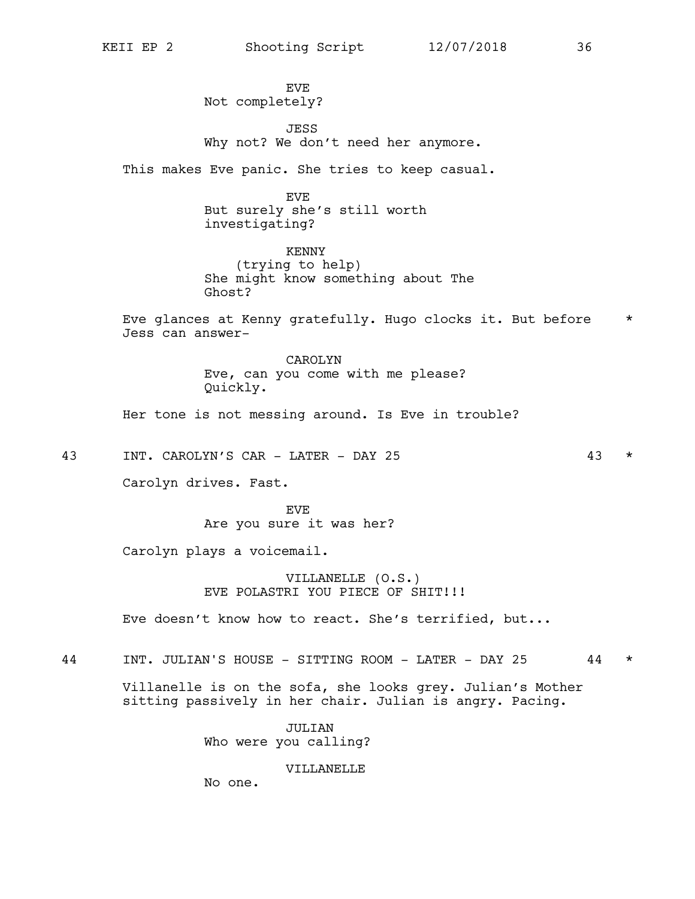EVE
Not completely?

JESS
Why not? We don't need her anymore.

This makes Eve panic. She tries to keep casual.

EVE
But surely she's still worth investigating?

KENNY
(trying to help)
She might know something about The Ghost?

Eve glances at Kenny gratefully. Hugo clocks it. But before Jess can answer– *

CAROLYN
Eve, can you come with me please? Quickly.

Her tone is not messing around. Is Eve in trouble?

43 INT. CAROLYN'S CAR - LATER - DAY 25 43 *

Carolyn drives. Fast.

EVE
Are you sure it was her?

Carolyn plays a voicemail.

VILLANELLE (O.S.)
EVE POLASTRI YOU PIECE OF SHIT!!!

Eve doesn't know how to react. She's terrified, but...

44 INT. JULIAN'S HOUSE - SITTING ROOM - LATER - DAY 25 44 *

Villanelle is on the sofa, she looks grey. Julian's Mother sitting passively in her chair. Julian is angry. Pacing.

JULIAN
Who were you calling?

VILLANELLE
No one.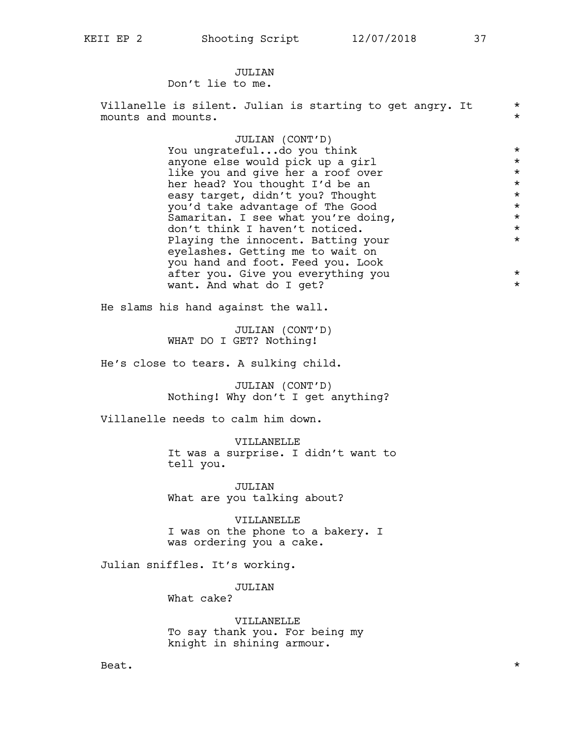JULIAN
Don't lie to me.

Villanelle is silent. Julian is starting to get angry. It mounts and mounts. *

JULIAN (CONT'D)
You ungrateful...do you think anyone else would pick up a girl like you and give her a roof over her head? You thought I'd be an easy target, didn't you? Thought you'd take advantage of The Good Samaritan. I see what you're doing, don't think I haven't noticed. Playing the innocent. Batting your eyelashes. Getting me to wait on you hand and foot. Feed you. Look after you. Give you everything you want. And what do I get? *

He slams his hand against the wall.

JULIAN (CONT'D)
WHAT DO I GET? Nothing!

He's close to tears. A sulking child.

JULIAN (CONT'D)
Nothing! Why don't I get anything?

Villanelle needs to calm him down.

VILLANELLE
It was a surprise. I didn't want to tell you.

JULIAN
What are you talking about?

VILLANELLE
I was on the phone to a bakery. I was ordering you a cake.

Julian sniffles. It's working.

JULIAN
What cake?

VILLANELLE
To say thank you. For being my knight in shining armour.

Beat. *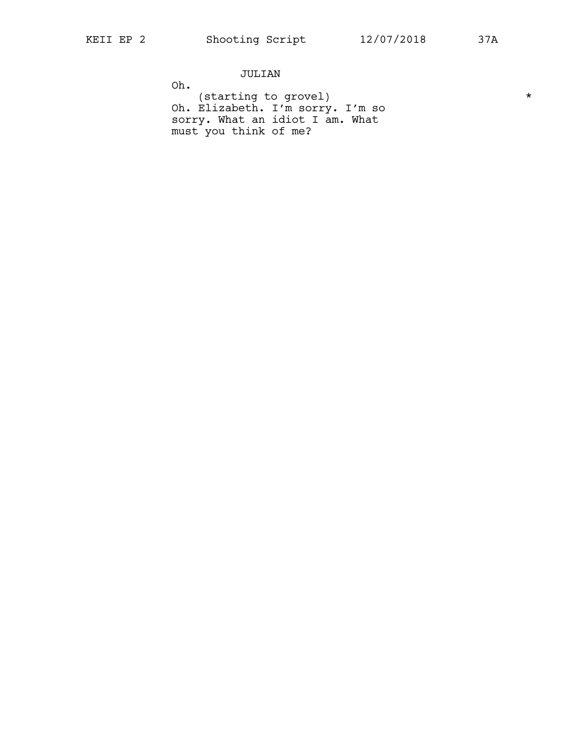JULIAN

Oh.

(starting to grovel) *

Oh. Elizabeth. I'm sorry. I'm so sorry. What an idiot I am. What must you think of me?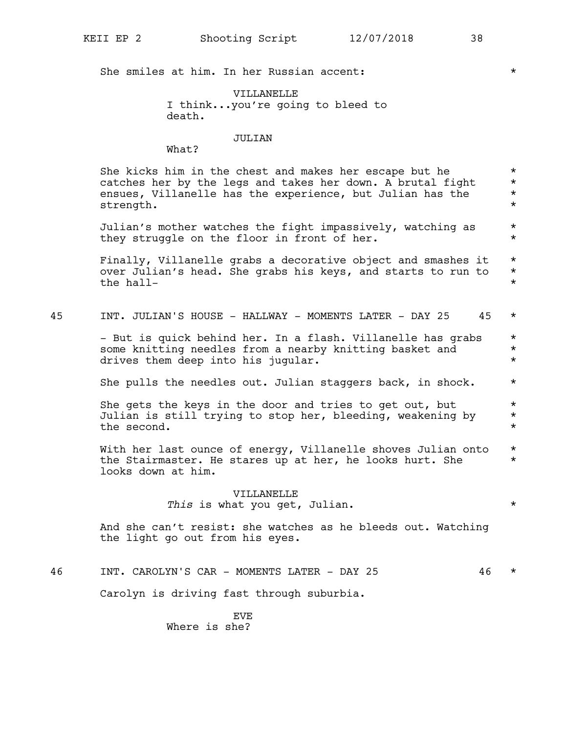She smiles at him. In her Russian accent:

VILLANELLE
I think...you're going to bleed to death.

JULIAN
What?

She kicks him in the chest and makes her escape but he catches her by the legs and takes her down. A brutal fight ensues, Villanelle has the experience, but Julian has the strength.

Julian's mother watches the fight impassively, watching as they struggle on the floor in front of her.

Finally, Villanelle grabs a decorative object and smashes it over Julian's head. She grabs his keys, and starts to run to the hall-

45 INT. JULIAN'S HOUSE - HALLWAY - MOMENTS LATER - DAY 25 45

- But is quick behind her. In a flash. Villanelle has grabs some knitting needles from a nearby knitting basket and drives them deep into his jugular.

She pulls the needles out. Julian staggers back, in shock.

She gets the keys in the door and tries to get out, but Julian is still trying to stop her, bleeding, weakening by the second.

With her last ounce of energy, Villanelle shoves Julian onto the Stairmaster. He stares up at her, he looks hurt. She looks down at him.

VILLANELLE
*This* is what you get, Julian.

And she can't resist: she watches as he bleeds out. Watching the light go out from his eyes.

46 INT. CAROLYN'S CAR - MOMENTS LATER - DAY 25 46

Carolyn is driving fast through suburbia.

EVE
Where is she?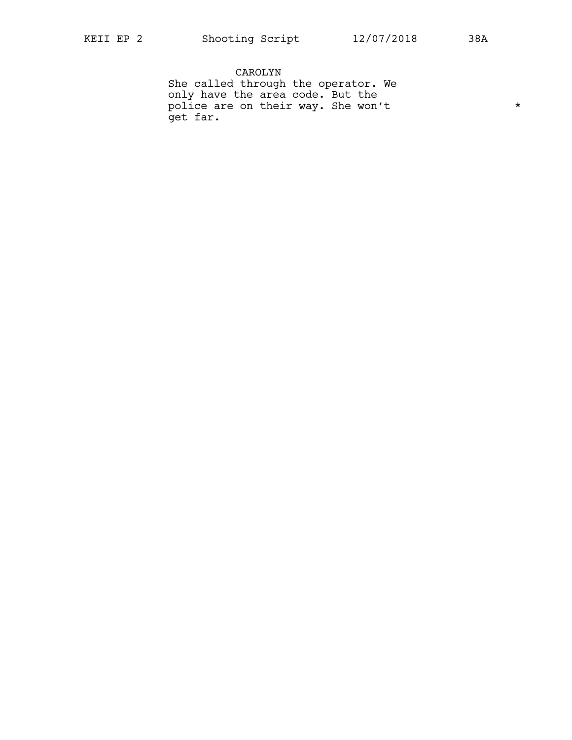CAROLYN

She called through the operator. We only have the area code. But the police are on their way. She won't get far. *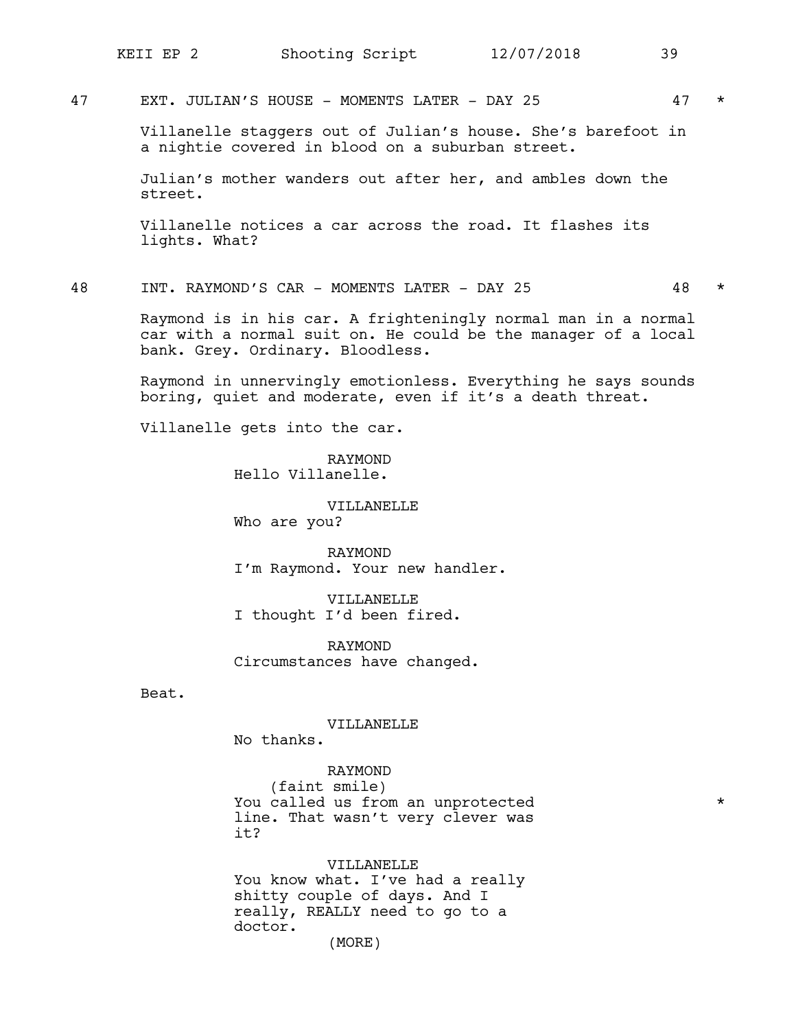47 EXT. JULIAN'S HOUSE - MOMENTS LATER - DAY 25 47 *

Villanelle staggers out of Julian's house. She's barefoot in a nightie covered in blood on a suburban street.

Julian's mother wanders out after her, and ambles down the street.

Villanelle notices a car across the road. It flashes its lights. What?

48 INT. RAYMOND'S CAR - MOMENTS LATER - DAY 25 48 *

Raymond is in his car. A frighteningly normal man in a normal car with a normal suit on. He could be the manager of a local bank. Grey. Ordinary. Bloodless.

Raymond in unnervingly emotionless. Everything he says sounds boring, quiet and moderate, even if it's a death threat.

Villanelle gets into the car.

RAYMOND
Hello Villanelle.

VILLANELLE
Who are you?

RAYMOND
I'm Raymond. Your new handler.

VILLANELLE
I thought I'd been fired.

RAYMOND
Circumstances have changed.

Beat.

VILLANELLE
No thanks.

RAYMOND
(faint smile)
You called us from an unprotected line. That wasn't very clever was it? *

VILLANELLE
You know what. I've had a really shitty couple of days. And I really, REALLY need to go to a doctor.
(MORE)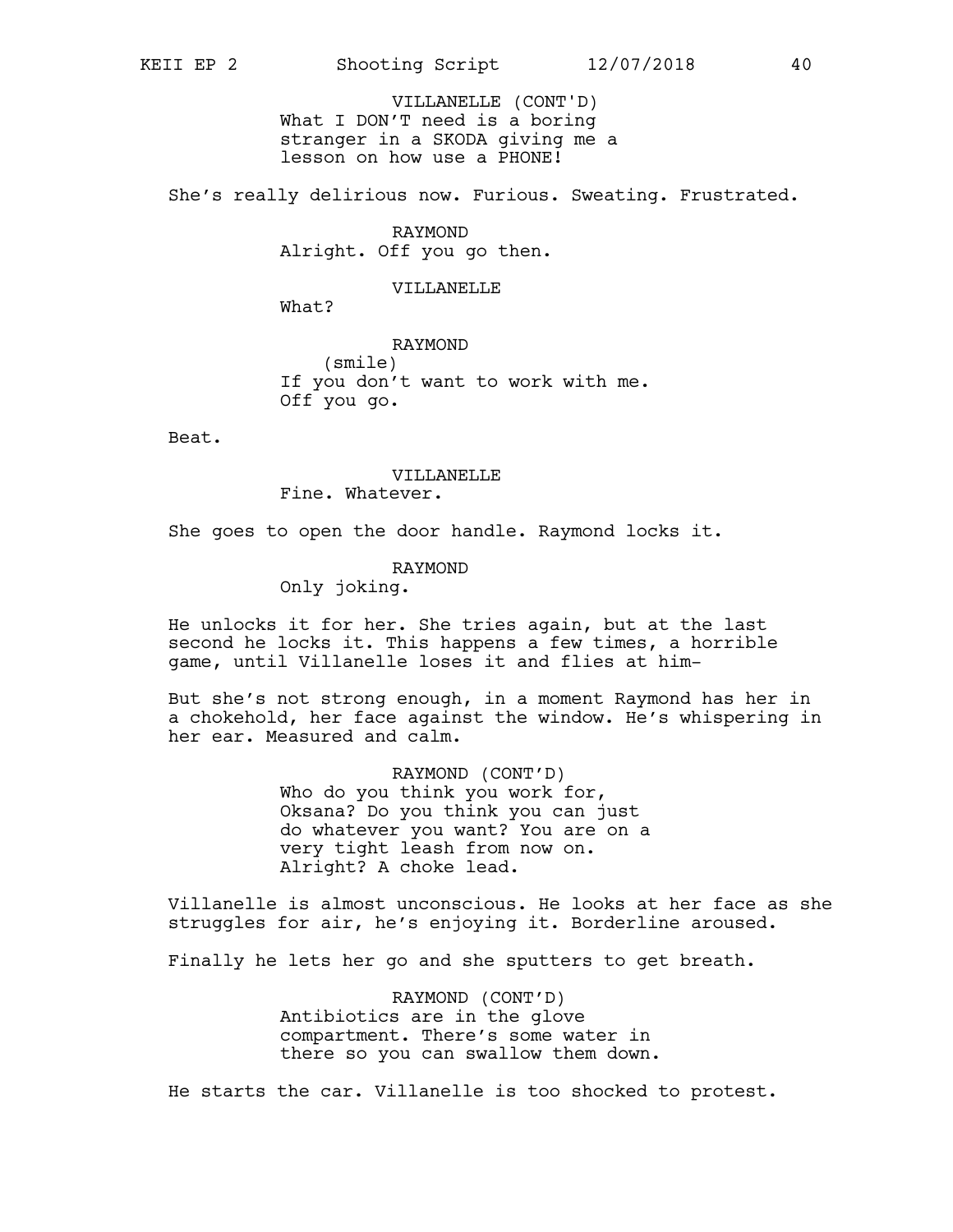VILLANELLE (CONT'D)
What I DON'T need is a boring stranger in a SKODA giving me a lesson on how use a PHONE!

She's really delirious now. Furious. Sweating. Frustrated.

RAYMOND
Alright. Off you go then.

VILLANELLE
What?

RAYMOND
(smile)
If you don't want to work with me. Off you go.

Beat.

VILLANELLE
Fine. Whatever.

She goes to open the door handle. Raymond locks it.

RAYMOND
Only joking.

He unlocks it for her. She tries again, but at the last second he locks it. This happens a few times, a horrible game, until Villanelle loses it and flies at him-

But she's not strong enough, in a moment Raymond has her in a chokehold, her face against the window. He's whispering in her ear. Measured and calm.

RAYMOND (CONT'D)
Who do you think you work for, Oksana? Do you think you can just do whatever you want? You are on a very tight leash from now on. Alright? A choke lead.

Villanelle is almost unconscious. He looks at her face as she struggles for air, he's enjoying it. Borderline aroused.

Finally he lets her go and she sputters to get breath.

RAYMOND (CONT'D)
Antibiotics are in the glove compartment. There's some water in there so you can swallow them down.

He starts the car. Villanelle is too shocked to protest.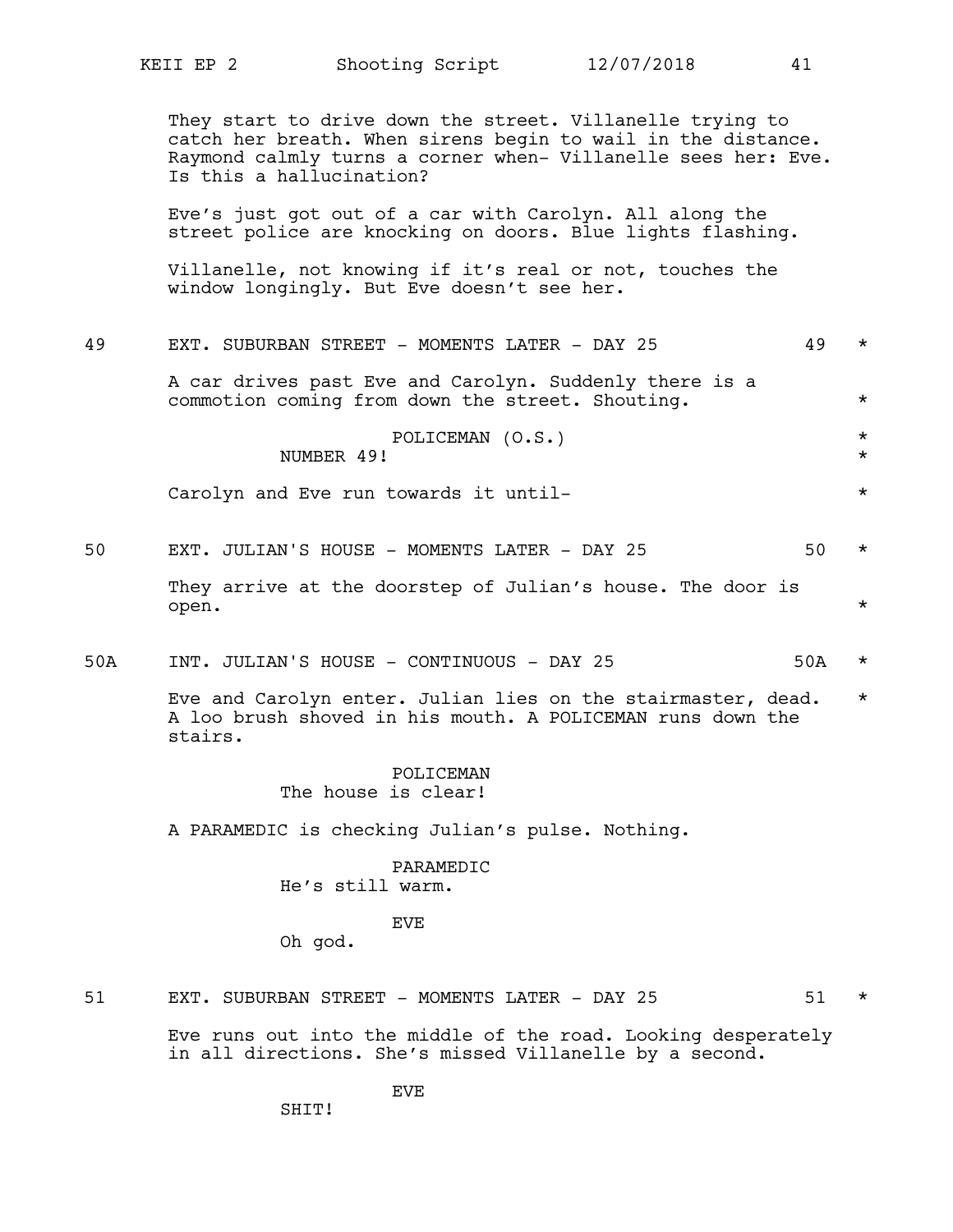They start to drive down the street. Villanelle trying to catch her breath. When sirens begin to wail in the distance. Raymond calmly turns a corner when- Villanelle sees her: Eve. Is this a hallucination?

Eve's just got out of a car with Carolyn. All along the street police are knocking on doors. Blue lights flashing.

Villanelle, not knowing if it's real or not, touches the window longingly. But Eve doesn't see her.

49 EXT. SUBURBAN STREET - MOMENTS LATER - DAY 25 49 *

A car drives past Eve and Carolyn. Suddenly there is a commotion coming from down the street. Shouting. *

POLICEMAN (O.S.) *
NUMBER 49! *

Carolyn and Eve run towards it until- *

50 EXT. JULIAN'S HOUSE - MOMENTS LATER - DAY 25 50 *

They arrive at the doorstep of Julian's house. The door is open. *

50A INT. JULIAN'S HOUSE - CONTINUOUS - DAY 25 50A *

Eve and Carolyn enter. Julian lies on the stairmaster, dead. * A loo brush shoved in his mouth. A POLICEMAN runs down the stairs.

POLICEMAN
The house is clear!

A PARAMEDIC is checking Julian's pulse. Nothing.

PARAMEDIC
He's still warm.

EVE
Oh god.

51 EXT. SUBURBAN STREET - MOMENTS LATER - DAY 25 51 *

Eve runs out into the middle of the road. Looking desperately in all directions. She's missed Villanelle by a second.

EVE
SHIT!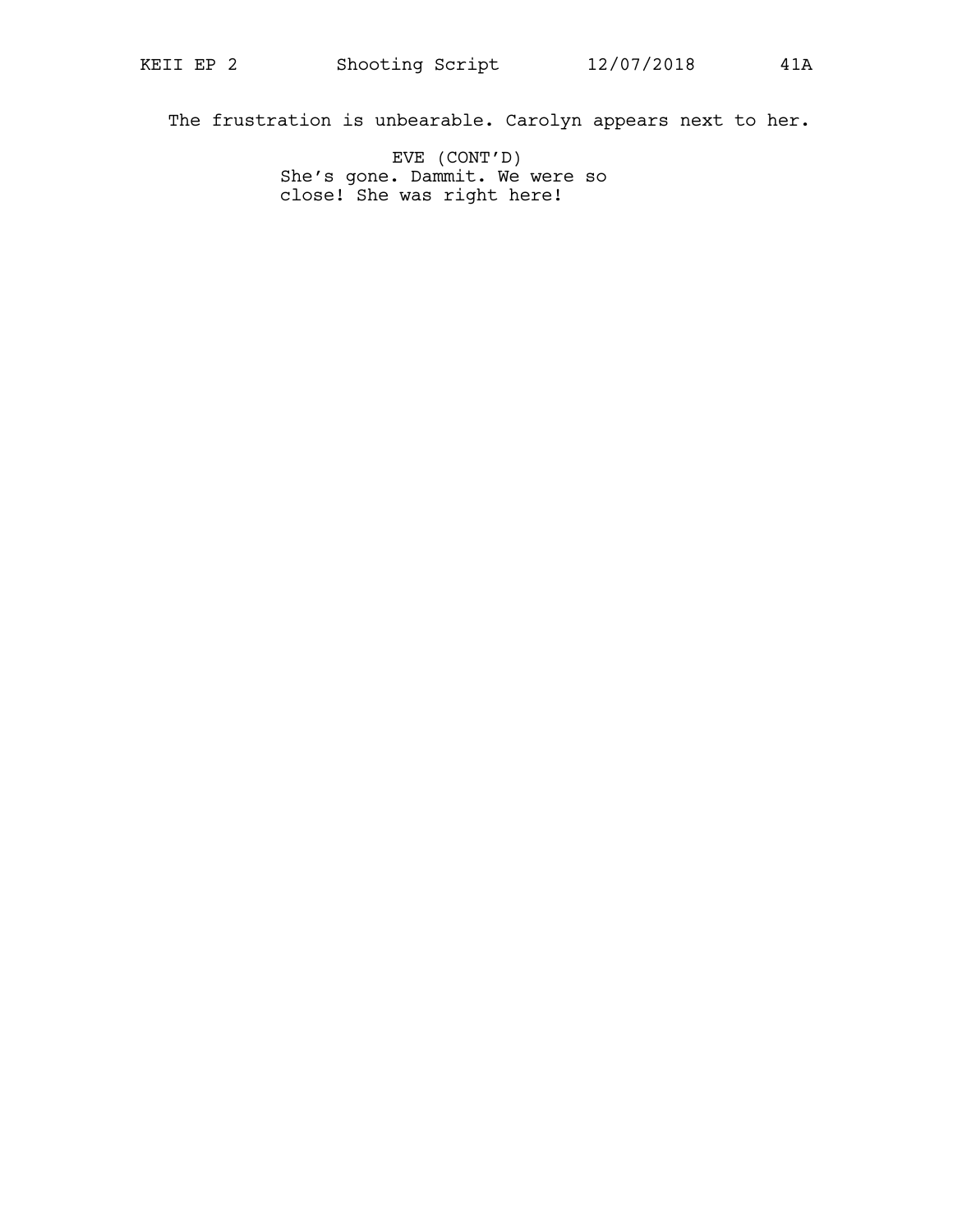The frustration is unbearable. Carolyn appears next to her.

EVE (CONT'D)
She's gone. Dammit. We were so close! She was right here!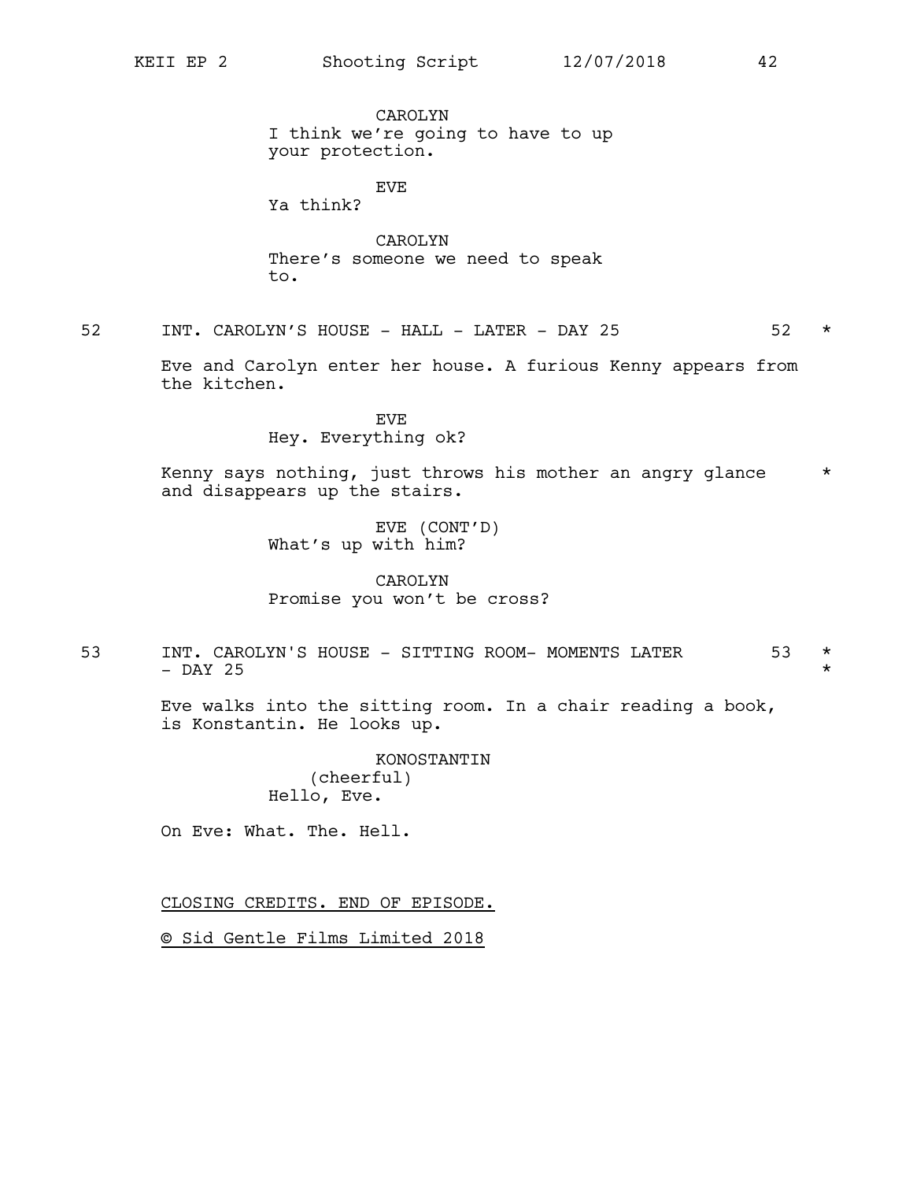CAROLYN
I think we're going to have to up your protection.

EVE
Ya think?

CAROLYN
There's someone we need to speak to.

52 INT. CAROLYN'S HOUSE - HALL - LATER - DAY 25 52 *

Eve and Carolyn enter her house. A furious Kenny appears from the kitchen.

EVE
Hey. Everything ok?

Kenny says nothing, just throws his mother an angry glance * and disappears up the stairs.

EVE (CONT'D)
What's up with him?

CAROLYN
Promise you won't be cross?

53 INT. CAROLYN'S HOUSE - SITTING ROOM- MOMENTS LATER - DAY 25 53 *

Eve walks into the sitting room. In a chair reading a book, is Konstantin. He looks up.

KONOSTANTIN
(cheerful)
Hello, Eve.

On Eve: What. The. Hell.

<u>CLOSING CREDITS. END OF EPISODE.</u>

<u>© Sid Gentle Films Limited 2018</u>